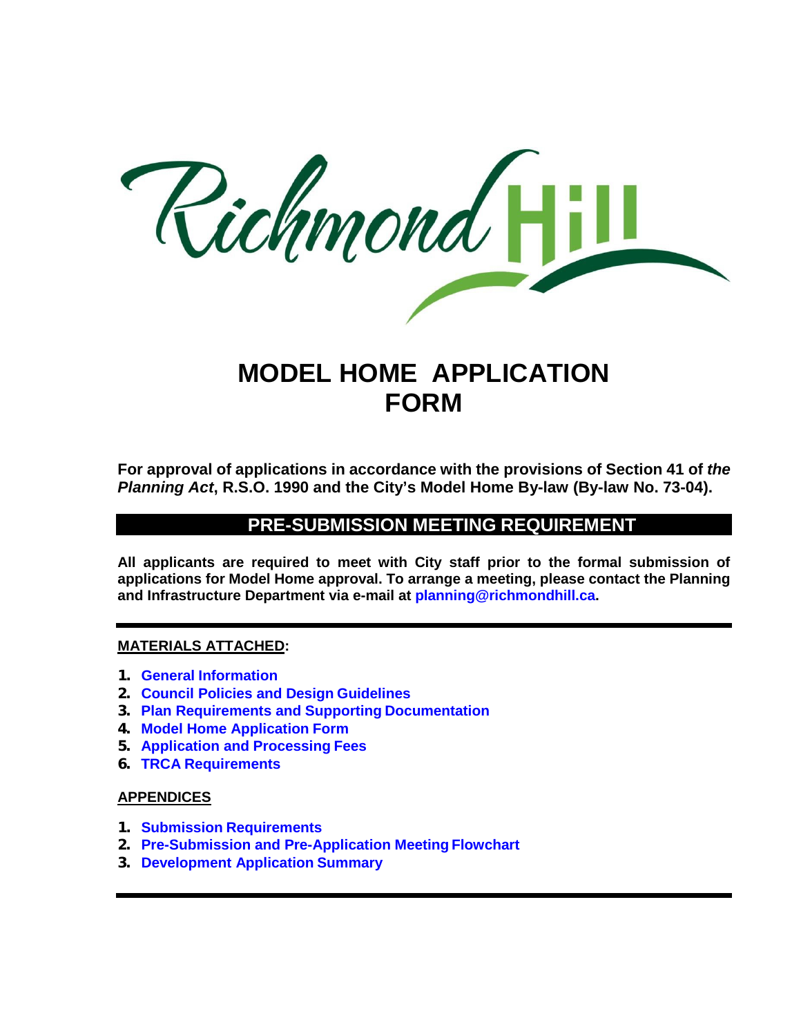# MODEL HOME APPLICATION FORM

**For approval of applications in accordance with the provisions of Section 41 of *the Planning Act*, R.S.O. 1990 and the City's Model Home By-law (By-law No. 73-04).**

## PRE-SUBMISSION MEETING REQUIREMENT

**All applicants are required to meet with City staff prior to the formal submission of applications for Model Home approval. To arrange a meeting, please contact the Planning and Infrastructure Department via e-mail at planning@richmondhill.ca.**

**MATERIALS ATTACHED:**

1. **General Information**
2. **Council Policies and Design Guidelines**
3. **Plan Requirements and Supporting Documentation**
4. **Model Home Application Form**
5. **Application and Processing Fees**
6. **TRCA Requirements**

**APPENDICES**

1. **Submission Requirements**
2. **Pre-Submission and Pre-Application Meeting Flowchart**
3. **Development Application Summary**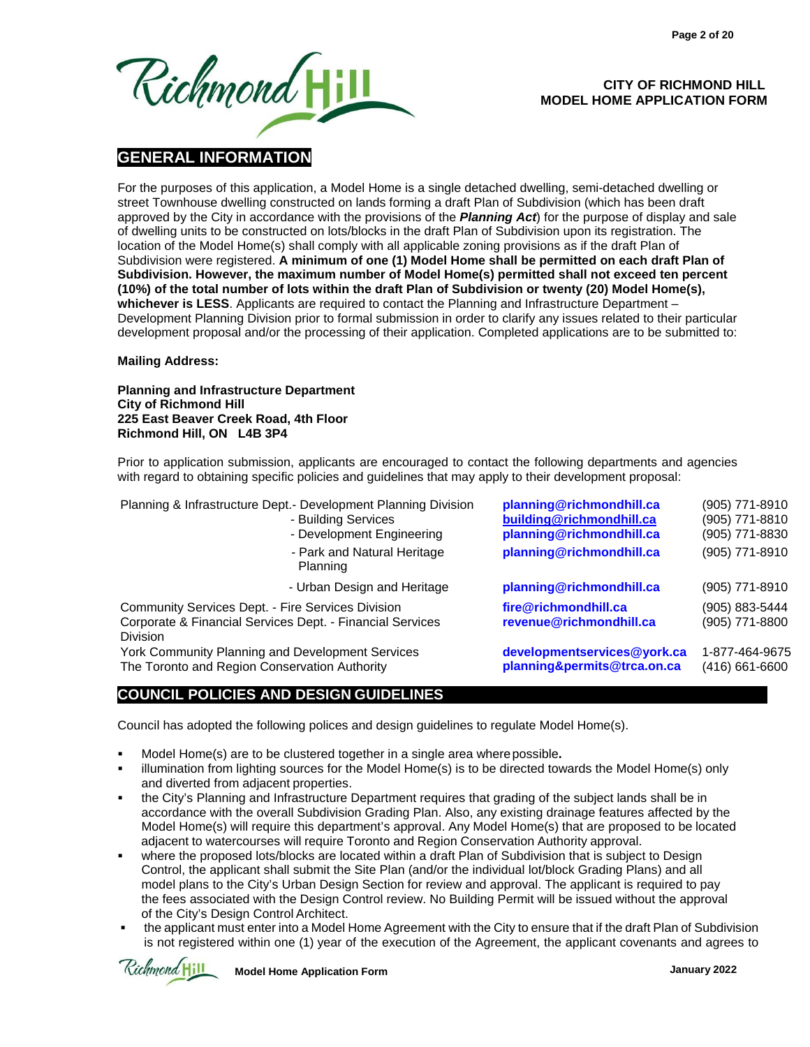CITY OF RICHMOND HILL
MODEL HOME APPLICATION FORM

## GENERAL INFORMATION

For the purposes of this application, a Model Home is a single detached dwelling, semi-detached dwelling or street Townhouse dwelling constructed on lands forming a draft Plan of Subdivision (which has been draft approved by the City in accordance with the provisions of the ***Planning Act***) for the purpose of display and sale of dwelling units to be constructed on lots/blocks in the draft Plan of Subdivision upon its registration. The location of the Model Home(s) shall comply with all applicable zoning provisions as if the draft Plan of Subdivision were registered. **A minimum of one (1) Model Home shall be permitted on each draft Plan of Subdivision. However, the maximum number of Model Home(s) permitted shall not exceed ten percent (10%) of the total number of lots within the draft Plan of Subdivision or twenty (20) Model Home(s), whichever is LESS**. Applicants are required to contact the Planning and Infrastructure Department – Development Planning Division prior to formal submission in order to clarify any issues related to their particular development proposal and/or the processing of their application. Completed applications are to be submitted to:

**Mailing Address:**

**Planning and Infrastructure Department**
**City of Richmond Hill**
**225 East Beaver Creek Road, 4th Floor**
**Richmond Hill, ON L4B 3P4**

Prior to application submission, applicants are encouraged to contact the following departments and agencies with regard to obtaining specific policies and guidelines that may apply to their development proposal:

| | | |
|---|---|---|
| Planning & Infrastructure Dept.- Development Planning Division | planning@richmondhill.ca | (905) 771-8910 |
| - Building Services | building@richmondhill.ca | (905) 771-8810 |
| - Development Engineering | planning@richmondhill.ca | (905) 771-8830 |
| - Park and Natural Heritage Planning | planning@richmondhill.ca | (905) 771-8910 |
| - Urban Design and Heritage | planning@richmondhill.ca | (905) 771-8910 |
| Community Services Dept. - Fire Services Division | fire@richmondhill.ca | (905) 883-5444 |
| Corporate & Financial Services Dept. - Financial Services Division | revenue@richmondhill.ca | (905) 771-8800 |
| York Community Planning and Development Services | developmentservices@york.ca | 1-877-464-9675 |
| The Toronto and Region Conservation Authority | planning&permits@trca.on.ca | (416) 661-6600 |

## COUNCIL POLICIES AND DESIGN GUIDELINES

Council has adopted the following polices and design guidelines to regulate Model Home(s).

- Model Home(s) are to be clustered together in a single area where possible**.**
- illumination from lighting sources for the Model Home(s) is to be directed towards the Model Home(s) only and diverted from adjacent properties.
- the City's Planning and Infrastructure Department requires that grading of the subject lands shall be in accordance with the overall Subdivision Grading Plan. Also, any existing drainage features affected by the Model Home(s) will require this department's approval. Any Model Home(s) that are proposed to be located adjacent to watercourses will require Toronto and Region Conservation Authority approval.
- where the proposed lots/blocks are located within a draft Plan of Subdivision that is subject to Design Control, the applicant shall submit the Site Plan (and/or the individual lot/block Grading Plans) and all model plans to the City's Urban Design Section for review and approval. The applicant is required to pay the fees associated with the Design Control review. No Building Permit will be issued without the approval of the City's Design Control Architect.
- the applicant must enter into a Model Home Agreement with the City to ensure that if the draft Plan of Subdivision is not registered within one (1) year of the execution of the Agreement, the applicant covenants and agrees to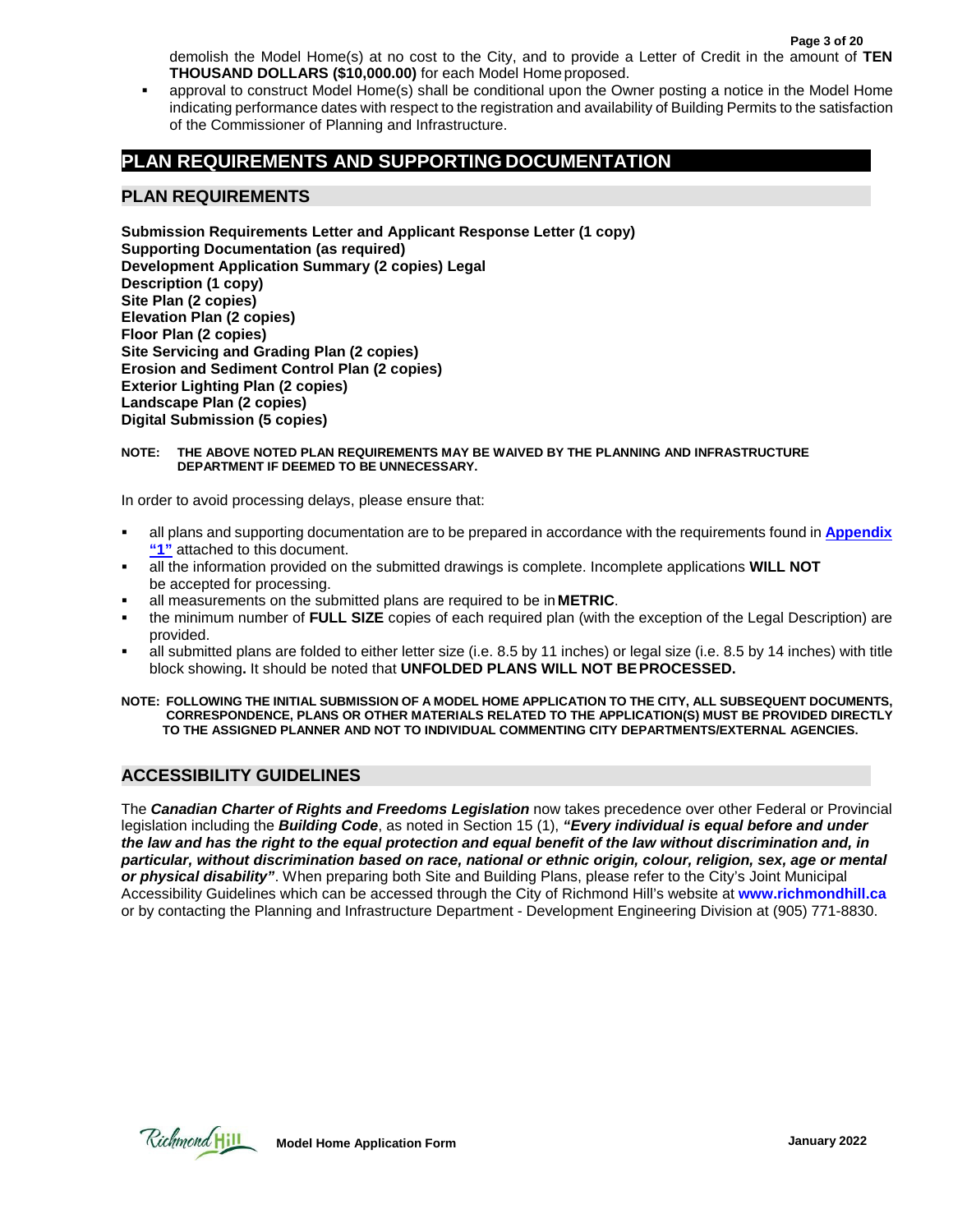demolish the Model Home(s) at no cost to the City, and to provide a Letter of Credit in the amount of **TEN THOUSAND DOLLARS ($10,000.00)** for each Model Home proposed.

- approval to construct Model Home(s) shall be conditional upon the Owner posting a notice in the Model Home indicating performance dates with respect to the registration and availability of Building Permits to the satisfaction of the Commissioner of Planning and Infrastructure.

## PLAN REQUIREMENTS AND SUPPORTING DOCUMENTATION

### PLAN REQUIREMENTS

**Submission Requirements Letter and Applicant Response Letter (1 copy)**
**Supporting Documentation (as required)**
**Development Application Summary (2 copies) Legal Description (1 copy)**
**Site Plan (2 copies)**
**Elevation Plan (2 copies)**
**Floor Plan (2 copies)**
**Site Servicing and Grading Plan (2 copies)**
**Erosion and Sediment Control Plan (2 copies)**
**Exterior Lighting Plan (2 copies)**
**Landscape Plan (2 copies)**
**Digital Submission (5 copies)**

**NOTE: THE ABOVE NOTED PLAN REQUIREMENTS MAY BE WAIVED BY THE PLANNING AND INFRASTRUCTURE DEPARTMENT IF DEEMED TO BE UNNECESSARY.**

In order to avoid processing delays, please ensure that:

- all plans and supporting documentation are to be prepared in accordance with the requirements found in **Appendix "1"** attached to this document.
- all the information provided on the submitted drawings is complete. Incomplete applications **WILL NOT** be accepted for processing.
- all measurements on the submitted plans are required to be in **METRIC**.
- the minimum number of **FULL SIZE** copies of each required plan (with the exception of the Legal Description) are provided.
- all submitted plans are folded to either letter size (i.e. 8.5 by 11 inches) or legal size (i.e. 8.5 by 14 inches) with title block showing**.** It should be noted that **UNFOLDED PLANS WILL NOT BE PROCESSED.**

**NOTE: FOLLOWING THE INITIAL SUBMISSION OF A MODEL HOME APPLICATION TO THE CITY, ALL SUBSEQUENT DOCUMENTS, CORRESPONDENCE, PLANS OR OTHER MATERIALS RELATED TO THE APPLICATION(S) MUST BE PROVIDED DIRECTLY TO THE ASSIGNED PLANNER AND NOT TO INDIVIDUAL COMMENTING CITY DEPARTMENTS/EXTERNAL AGENCIES.**

### ACCESSIBILITY GUIDELINES

The ***Canadian Charter of Rights and Freedoms Legislation*** now takes precedence over other Federal or Provincial legislation including the ***Building Code***, as noted in Section 15 (1), ***"Every individual is equal before and under the law and has the right to the equal protection and equal benefit of the law without discrimination and, in particular, without discrimination based on race, national or ethnic origin, colour, religion, sex, age or mental or physical disability"***. When preparing both Site and Building Plans, please refer to the City's Joint Municipal Accessibility Guidelines which can be accessed through the City of Richmond Hill's website at **www.richmondhill.ca** or by contacting the Planning and Infrastructure Department - Development Engineering Division at (905) 771-8830.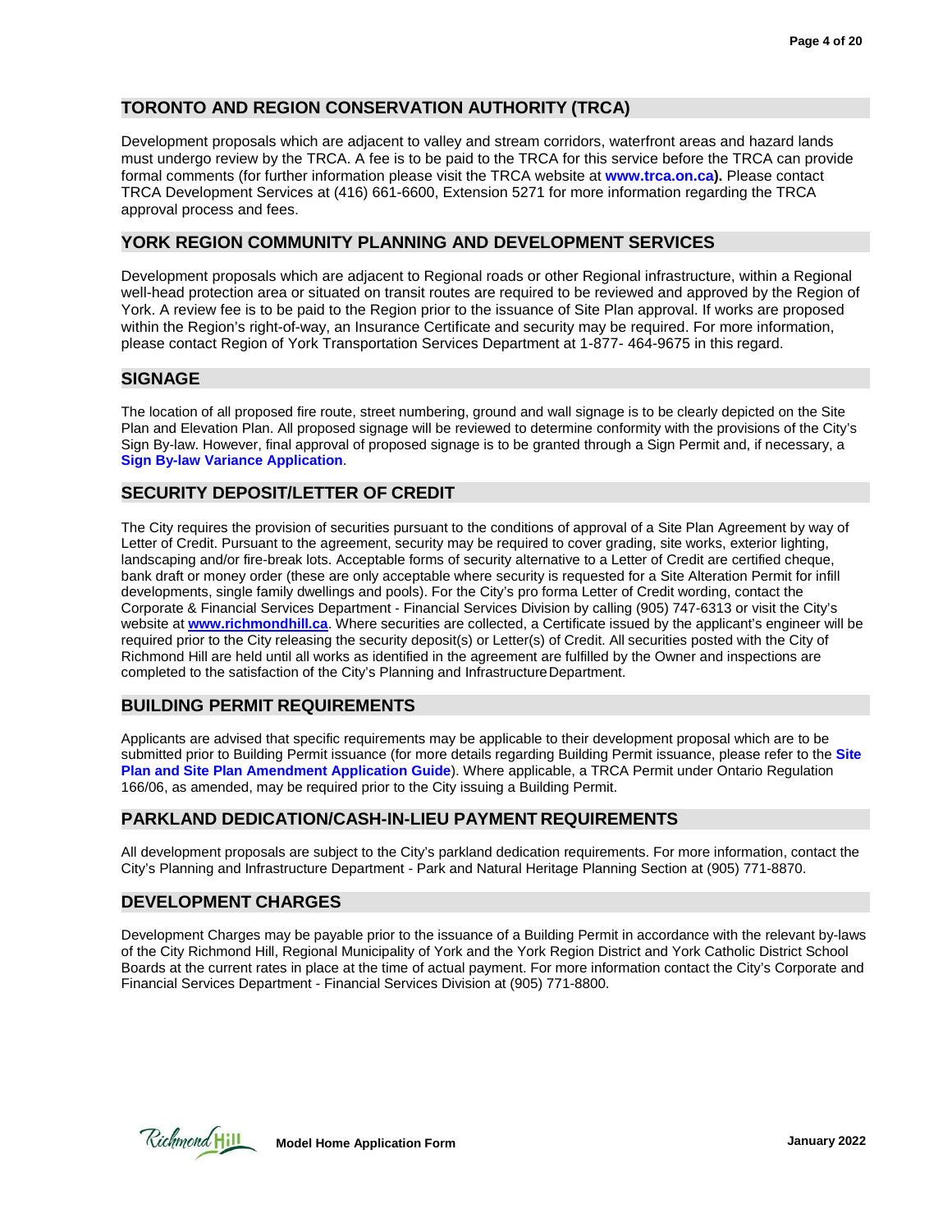## TORONTO AND REGION CONSERVATION AUTHORITY (TRCA)

Development proposals which are adjacent to valley and stream corridors, waterfront areas and hazard lands must undergo review by the TRCA. A fee is to be paid to the TRCA for this service before the TRCA can provide formal comments (for further information please visit the TRCA website at **www.trca.on.ca).** Please contact TRCA Development Services at (416) 661-6600, Extension 5271 for more information regarding the TRCA approval process and fees.

## YORK REGION COMMUNITY PLANNING AND DEVELOPMENT SERVICES

Development proposals which are adjacent to Regional roads or other Regional infrastructure, within a Regional well-head protection area or situated on transit routes are required to be reviewed and approved by the Region of York. A review fee is to be paid to the Region prior to the issuance of Site Plan approval. If works are proposed within the Region's right-of-way, an Insurance Certificate and security may be required. For more information, please contact Region of York Transportation Services Department at 1-877- 464-9675 in this regard.

## SIGNAGE

The location of all proposed fire route, street numbering, ground and wall signage is to be clearly depicted on the Site Plan and Elevation Plan. All proposed signage will be reviewed to determine conformity with the provisions of the City's Sign By-law. However, final approval of proposed signage is to be granted through a Sign Permit and, if necessary, a **Sign By-law Variance Application**.

## SECURITY DEPOSIT/LETTER OF CREDIT

The City requires the provision of securities pursuant to the conditions of approval of a Site Plan Agreement by way of Letter of Credit. Pursuant to the agreement, security may be required to cover grading, site works, exterior lighting, landscaping and/or fire-break lots. Acceptable forms of security alternative to a Letter of Credit are certified cheque, bank draft or money order (these are only acceptable where security is requested for a Site Alteration Permit for infill developments, single family dwellings and pools). For the City's pro forma Letter of Credit wording, contact the Corporate & Financial Services Department - Financial Services Division by calling (905) 747-6313 or visit the City's website at **www.richmondhill.ca**. Where securities are collected, a Certificate issued by the applicant's engineer will be required prior to the City releasing the security deposit(s) or Letter(s) of Credit. All securities posted with the City of Richmond Hill are held until all works as identified in the agreement are fulfilled by the Owner and inspections are completed to the satisfaction of the City's Planning and Infrastructure Department.

## BUILDING PERMIT REQUIREMENTS

Applicants are advised that specific requirements may be applicable to their development proposal which are to be submitted prior to Building Permit issuance (for more details regarding Building Permit issuance, please refer to the **Site Plan and Site Plan Amendment Application Guide**). Where applicable, a TRCA Permit under Ontario Regulation 166/06, as amended, may be required prior to the City issuing a Building Permit.

## PARKLAND DEDICATION/CASH-IN-LIEU PAYMENT REQUIREMENTS

All development proposals are subject to the City's parkland dedication requirements. For more information, contact the City's Planning and Infrastructure Department - Park and Natural Heritage Planning Section at (905) 771-8870.

## DEVELOPMENT CHARGES

Development Charges may be payable prior to the issuance of a Building Permit in accordance with the relevant by-laws of the City Richmond Hill, Regional Municipality of York and the York Region District and York Catholic District School Boards at the current rates in place at the time of actual payment. For more information contact the City's Corporate and Financial Services Department - Financial Services Division at (905) 771-8800.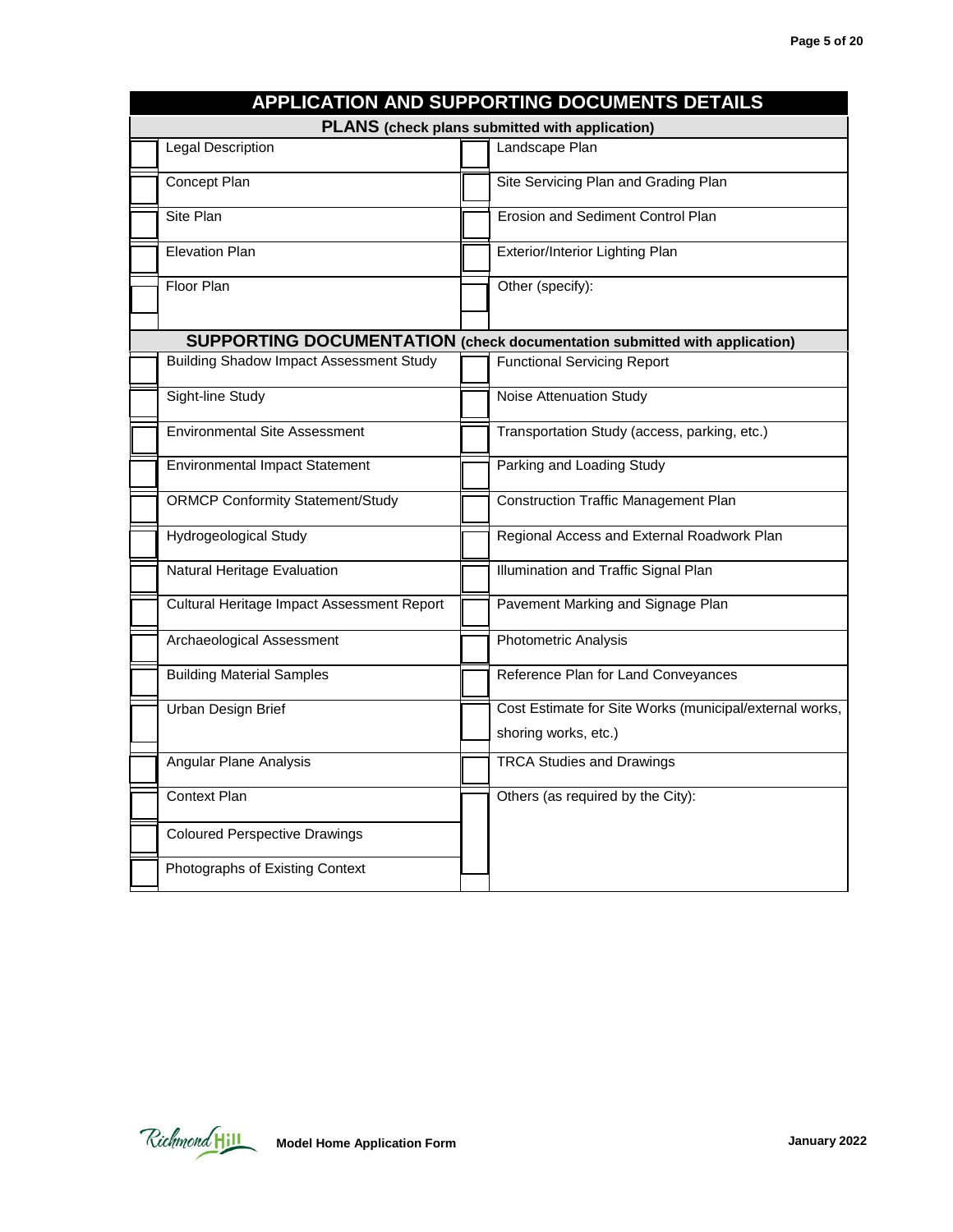## APPLICATION AND SUPPORTING DOCUMENTS DETAILS

### PLANS (check plans submitted with application)

| | | | |
|---|---|---|---|
| ☐ | Legal Description | ☐ | Landscape Plan |
| ☐ | Concept Plan | ☐ | Site Servicing Plan and Grading Plan |
| ☐ | Site Plan | ☐ | Erosion and Sediment Control Plan |
| ☐ | Elevation Plan | ☐ | Exterior/Interior Lighting Plan |
| ☐ | Floor Plan | ☐ | Other (specify): |

### SUPPORTING DOCUMENTATION (check documentation submitted with application)

| | | | |
|---|---|---|---|
| ☐ | Building Shadow Impact Assessment Study | ☐ | Functional Servicing Report |
| ☐ | Sight-line Study | ☐ | Noise Attenuation Study |
| ☐ | Environmental Site Assessment | ☐ | Transportation Study (access, parking, etc.) |
| ☐ | Environmental Impact Statement | ☐ | Parking and Loading Study |
| ☐ | ORMCP Conformity Statement/Study | ☐ | Construction Traffic Management Plan |
| ☐ | Hydrogeological Study | ☐ | Regional Access and External Roadwork Plan |
| ☐ | Natural Heritage Evaluation | ☐ | Illumination and Traffic Signal Plan |
| ☐ | Cultural Heritage Impact Assessment Report | ☐ | Pavement Marking and Signage Plan |
| ☐ | Archaeological Assessment | ☐ | Photometric Analysis |
| ☐ | Building Material Samples | ☐ | Reference Plan for Land Conveyances |
| ☐ | Urban Design Brief | ☐ | Cost Estimate for Site Works (municipal/external works, shoring works, etc.) |
| ☐ | Angular Plane Analysis | ☐ | TRCA Studies and Drawings |
| ☐ | Context Plan | ☐ | Others (as required by the City): |
| ☐ | Coloured Perspective Drawings | | |
| ☐ | Photographs of Existing Context | | |

Model Home Application Form

January 2022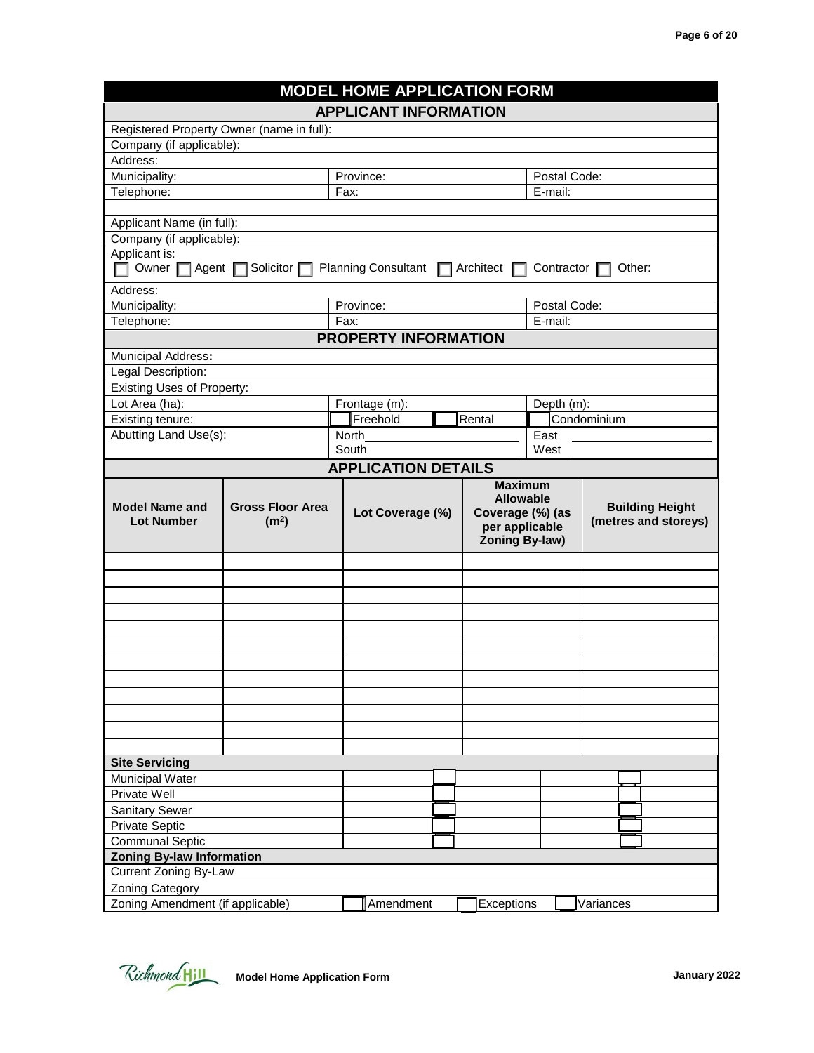# MODEL HOME APPLICATION FORM

## APPLICANT INFORMATION

| | | |
|---|---|---|
| Registered Property Owner (name in full): | | |
| Company (if applicable): | | |
| Address: | | |
| Municipality: | Province: | Postal Code: |
| Telephone: | Fax: | E-mail: |

| | | |
|---|---|---|
| Applicant Name (in full): | | |
| Company (if applicable): | | |
| Applicant is: ☐ Owner ☐ Agent ☐ Solicitor ☐ Planning Consultant ☐ Architect ☐ Contractor ☐ Other: | | |
| Address: | | |
| Municipality: | Province: | Postal Code: |
| Telephone: | Fax: | E-mail: |

## PROPERTY INFORMATION

| | | |
|---|---|---|
| Municipal Address: | | |
| Legal Description: | | |
| Existing Uses of Property: | | |
| Lot Area (ha): | Frontage (m): | Depth (m): |
| Existing tenure: | ☐ Freehold ☐ Rental | ☐ Condominium |
| Abutting Land Use(s): | North\_\_\_\_\_\_\_\_ South\_\_\_\_\_\_\_\_ | East \_\_\_\_\_\_\_\_ West \_\_\_\_\_\_\_\_ |

## APPLICATION DETAILS

| Model Name and Lot Number | Gross Floor Area ($m^2$) | Lot Coverage (%) | Maximum Allowable Coverage (%) (as per applicable Zoning By-law) | Building Height (metres and storeys) |
|---|---|---|---|---|
| | | | | |
| | | | | |
| | | | | |
| | | | | |
| | | | | |
| | | | | |
| | | | | |
| | | | | |
| | | | | |
| | | | | |
| | | | | |
| | | | | |

| Site Servicing | | |
|---|---|---|
| Municipal Water | ☐ | ☐ |
| Private Well | ☐ | ☐ |
| Sanitary Sewer | ☐ | ☐ |
| Private Septic | ☐ | ☐ |
| Communal Septic | ☐ | ☐ |

| Zoning By-law Information | |
|---|---|
| Current Zoning By-Law | |
| Zoning Category | |
| Zoning Amendment (if applicable) | ☐ Amendment ☐ Exceptions ☐ Variances |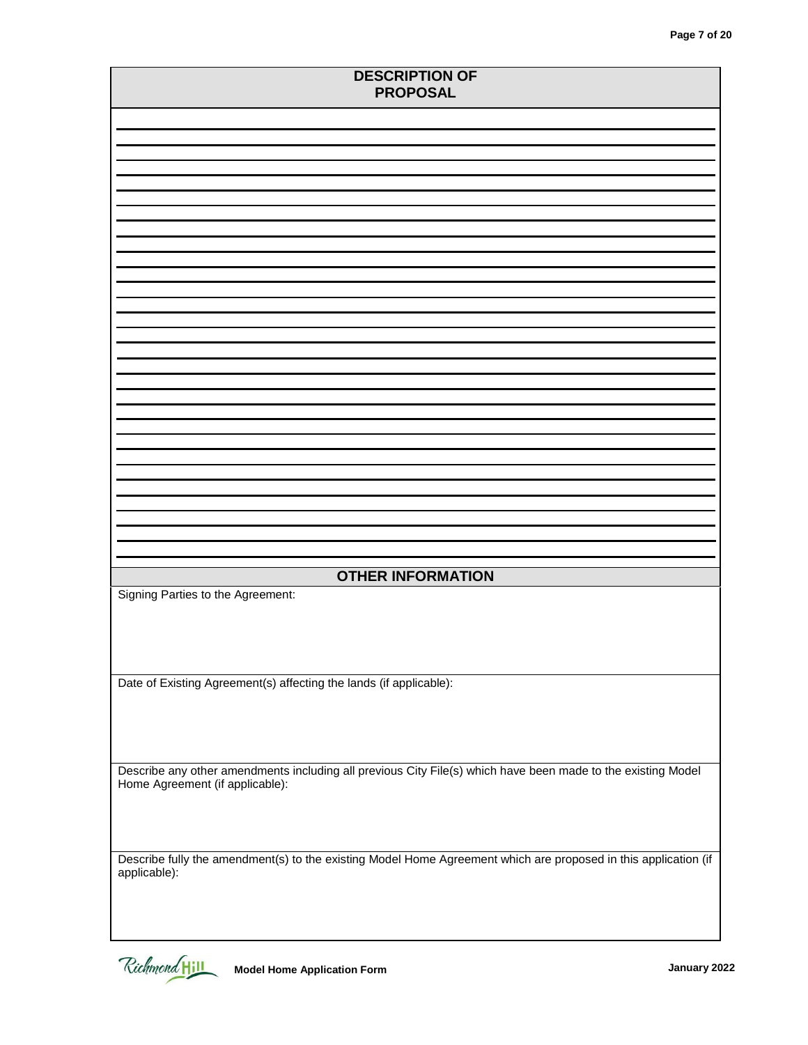## DESCRIPTION OF PROPOSAL

## OTHER INFORMATION

Signing Parties to the Agreement:

Date of Existing Agreement(s) affecting the lands (if applicable):

Describe any other amendments including all previous City File(s) which have been made to the existing Model Home Agreement (if applicable):

Describe fully the amendment(s) to the existing Model Home Agreement which are proposed in this application (if applicable):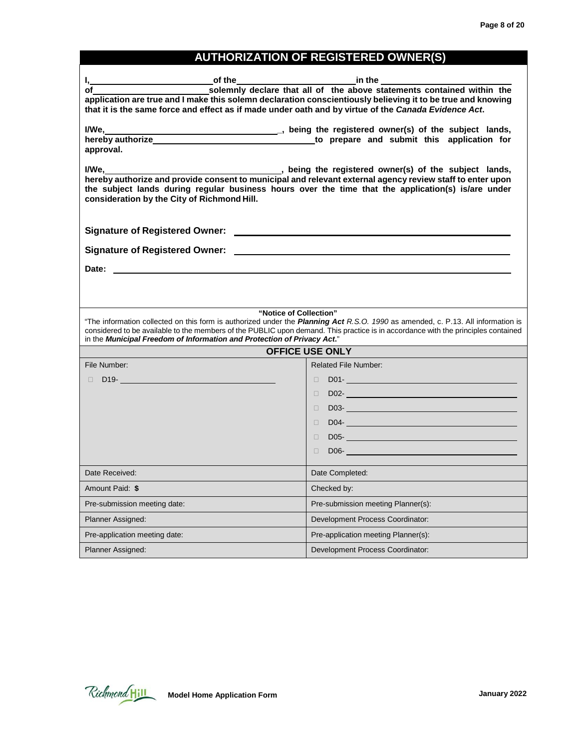## AUTHORIZATION OF REGISTERED OWNER(S)

**I,\_\_\_\_\_\_\_\_\_\_\_\_\_\_\_\_\_\_\_\_\_\_\_\_ of the \_\_\_\_\_\_\_\_\_\_\_\_\_\_\_\_\_\_\_\_\_\_\_\_ in the \_\_\_\_\_\_\_\_\_\_\_\_\_\_\_\_\_\_\_\_\_\_\_\_ of \_\_\_\_\_\_\_\_\_\_\_\_\_\_\_\_\_\_\_\_\_\_\_\_ solemnly declare that all of the above statements contained within the application are true and I make this solemn declaration conscientiously believing it to be true and knowing that it is the same force and effect as if made under oath and by virtue of the *Canada Evidence Act*.**

**I/We, \_\_\_\_\_\_\_\_\_\_\_\_\_\_\_\_\_\_\_\_\_\_\_\_\_\_\_\_\_\_\_\_\_\_, being the registered owner(s) of the subject lands, hereby authorize \_\_\_\_\_\_\_\_\_\_\_\_\_\_\_\_\_\_\_\_\_\_\_\_\_\_\_\_\_\_\_\_\_\_ to prepare and submit this application for approval.**

**I/We, \_\_\_\_\_\_\_\_\_\_\_\_\_\_\_\_\_\_\_\_\_\_\_\_\_\_\_\_\_\_\_\_\_\_, being the registered owner(s) of the subject lands, hereby authorize and provide consent to municipal and relevant external agency review staff to enter upon the subject lands during regular business hours over the time that the application(s) is/are under consideration by the City of Richmond Hill.**

**Signature of Registered Owner:** \_\_\_\_\_\_\_\_\_\_\_\_\_\_\_\_\_\_\_\_\_\_\_\_\_\_\_\_\_\_\_\_\_\_\_\_\_\_\_\_

**Signature of Registered Owner:** \_\_\_\_\_\_\_\_\_\_\_\_\_\_\_\_\_\_\_\_\_\_\_\_\_\_\_\_\_\_\_\_\_\_\_\_\_\_\_\_

**Date:** \_\_\_\_\_\_\_\_\_\_\_\_\_\_\_\_\_\_\_\_\_\_\_\_\_\_\_\_\_\_\_\_\_\_\_\_\_\_\_\_

**"Notice of Collection"**

"The information collected on this form is authorized under the ***Planning Act*** *R.S.O. 1990* as amended, c. P.13. All information is considered to be available to the members of the PUBLIC upon demand. This practice is in accordance with the principles contained in the ***Municipal Freedom of Information and Protection of Privacy Act***."

### OFFICE USE ONLY

| File Number: | Related File Number: |
|---|---|
| ☐ D19- | ☐ D01-<br>☐ D02-<br>☐ D03-<br>☐ D04-<br>☐ D05-<br>☐ D06- |
| Date Received: | Date Completed: |
| Amount Paid: **$** | Checked by: |
| Pre-submission meeting date: | Pre-submission meeting Planner(s): |
| Planner Assigned: | Development Process Coordinator: |
| Pre-application meeting date: | Pre-application meeting Planner(s): |
| Planner Assigned: | Development Process Coordinator: |

**Model Home Application Form** **January 2022**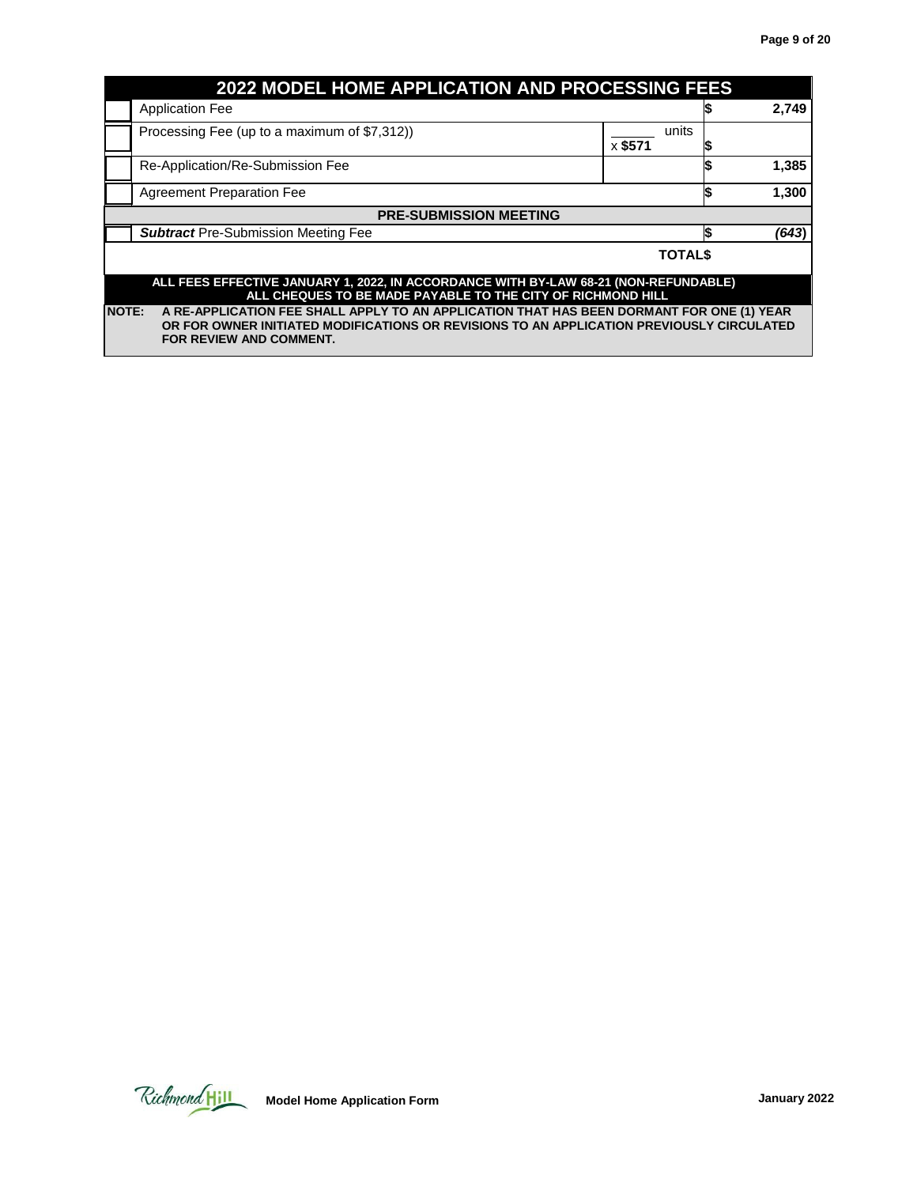| 2022 MODEL HOME APPLICATION AND PROCESSING FEES | | | | |
|---|---|---|---|---|
| | Application Fee | | $ | 2,749 |
| | Processing Fee (up to a maximum of $7,312)) | ______ units x **$571** | $ | |
| | Re-Application/Re-Submission Fee | | $ | 1,385 |
| | Agreement Preparation Fee | | $ | 1,300 |
| **PRE-SUBMISSION MEETING** | | | | |
| | ***Subtract*** Pre-Submission Meeting Fee | | $ | *(643)* |
| | | **TOTAL** | **$** | |

**ALL FEES EFFECTIVE JANUARY 1, 2022, IN ACCORDANCE WITH BY-LAW 68-21 (NON-REFUNDABLE)**
**ALL CHEQUES TO BE MADE PAYABLE TO THE CITY OF RICHMOND HILL**

**NOTE: A RE-APPLICATION FEE SHALL APPLY TO AN APPLICATION THAT HAS BEEN DORMANT FOR ONE (1) YEAR OR FOR OWNER INITIATED MODIFICATIONS OR REVISIONS TO AN APPLICATION PREVIOUSLY CIRCULATED FOR REVIEW AND COMMENT.**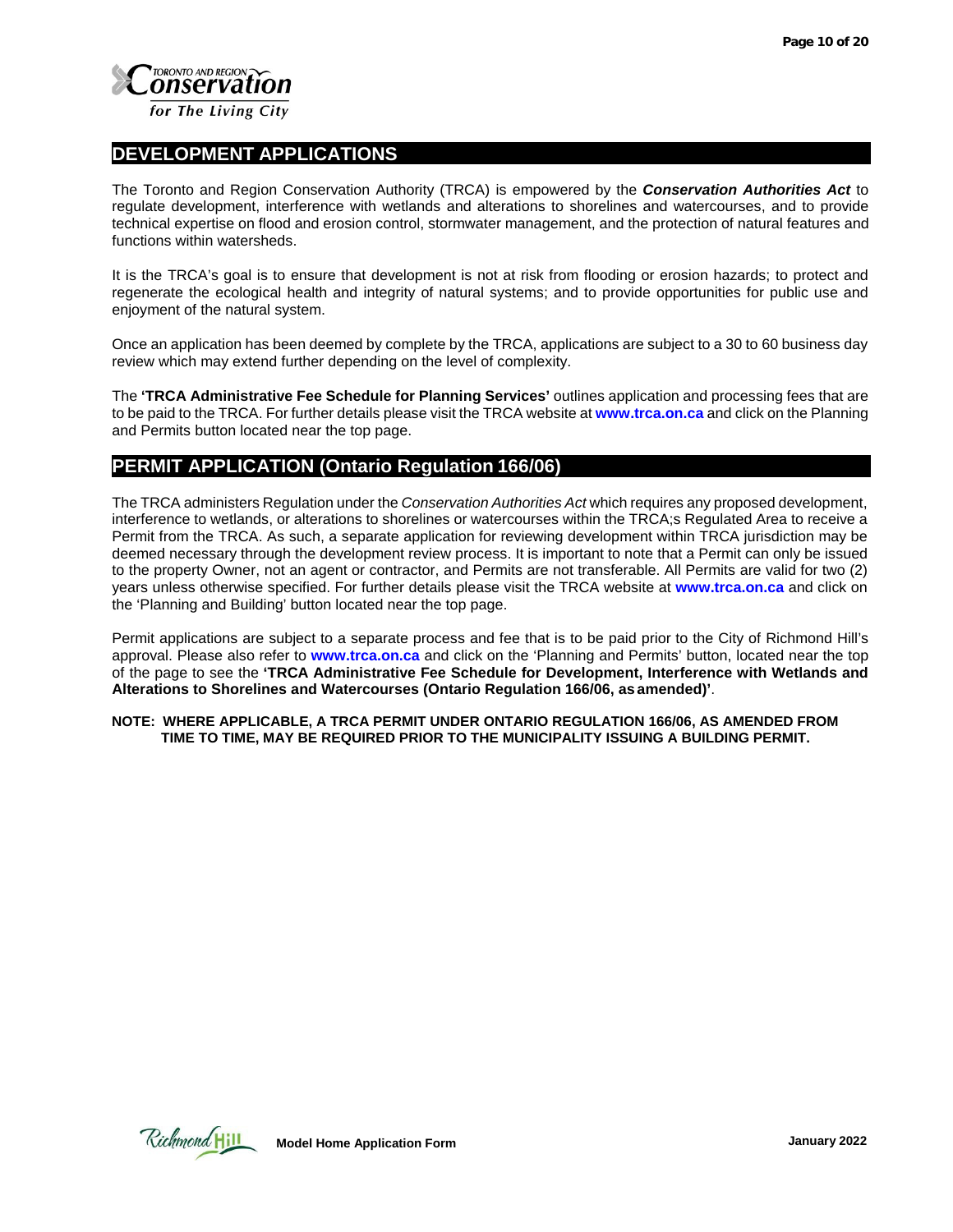## DEVELOPMENT APPLICATIONS

The Toronto and Region Conservation Authority (TRCA) is empowered by the ***Conservation Authorities Act*** to regulate development, interference with wetlands and alterations to shorelines and watercourses, and to provide technical expertise on flood and erosion control, stormwater management, and the protection of natural features and functions within watersheds.

It is the TRCA's goal is to ensure that development is not at risk from flooding or erosion hazards; to protect and regenerate the ecological health and integrity of natural systems; and to provide opportunities for public use and enjoyment of the natural system.

Once an application has been deemed by complete by the TRCA, applications are subject to a 30 to 60 business day review which may extend further depending on the level of complexity.

The **'TRCA Administrative Fee Schedule for Planning Services'** outlines application and processing fees that are to be paid to the TRCA. For further details please visit the TRCA website at **www.trca.on.ca** and click on the Planning and Permits button located near the top page.

## PERMIT APPLICATION (Ontario Regulation 166/06)

The TRCA administers Regulation under the *Conservation Authorities Act* which requires any proposed development, interference to wetlands, or alterations to shorelines or watercourses within the TRCA;s Regulated Area to receive a Permit from the TRCA. As such, a separate application for reviewing development within TRCA jurisdiction may be deemed necessary through the development review process. It is important to note that a Permit can only be issued to the property Owner, not an agent or contractor, and Permits are not transferable. All Permits are valid for two (2) years unless otherwise specified. For further details please visit the TRCA website at **www.trca.on.ca** and click on the 'Planning and Building' button located near the top page.

Permit applications are subject to a separate process and fee that is to be paid prior to the City of Richmond Hill's approval. Please also refer to **www.trca.on.ca** and click on the 'Planning and Permits' button, located near the top of the page to see the **'TRCA Administrative Fee Schedule for Development, Interference with Wetlands and Alterations to Shorelines and Watercourses (Ontario Regulation 166/06, as amended)'**.

**NOTE: WHERE APPLICABLE, A TRCA PERMIT UNDER ONTARIO REGULATION 166/06, AS AMENDED FROM TIME TO TIME, MAY BE REQUIRED PRIOR TO THE MUNICIPALITY ISSUING A BUILDING PERMIT.**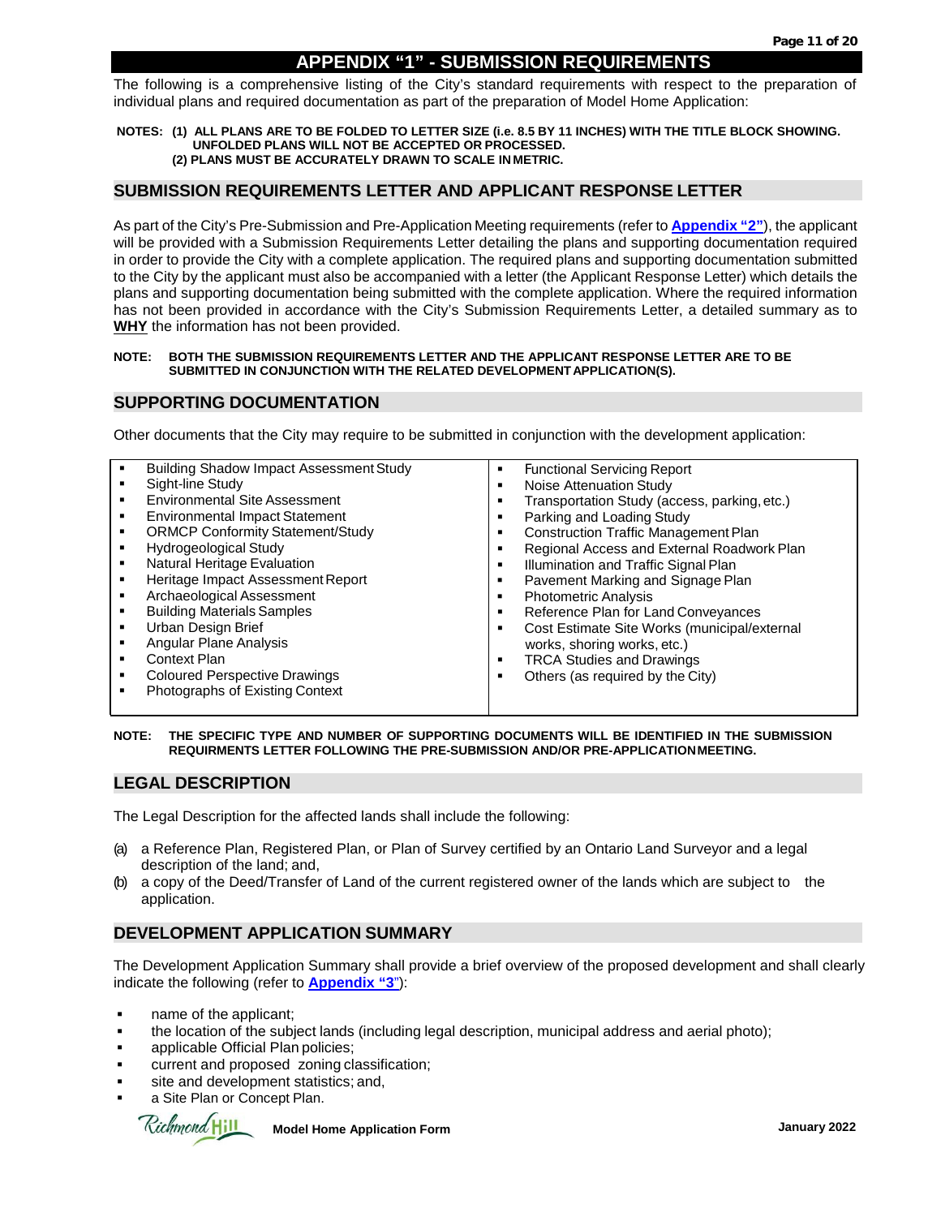# APPENDIX "1" - SUBMISSION REQUIREMENTS

The following is a comprehensive listing of the City's standard requirements with respect to the preparation of individual plans and required documentation as part of the preparation of Model Home Application:

**NOTES: (1) ALL PLANS ARE TO BE FOLDED TO LETTER SIZE (i.e. 8.5 BY 11 INCHES) WITH THE TITLE BLOCK SHOWING. UNFOLDED PLANS WILL NOT BE ACCEPTED OR PROCESSED.**
**(2) PLANS MUST BE ACCURATELY DRAWN TO SCALE IN METRIC.**

## SUBMISSION REQUIREMENTS LETTER AND APPLICANT RESPONSE LETTER

As part of the City's Pre-Submission and Pre-Application Meeting requirements (refer to **Appendix "2"**), the applicant will be provided with a Submission Requirements Letter detailing the plans and supporting documentation required in order to provide the City with a complete application. The required plans and supporting documentation submitted to the City by the applicant must also be accompanied with a letter (the Applicant Response Letter) which details the plans and supporting documentation being submitted with the complete application. Where the required information has not been provided in accordance with the City's Submission Requirements Letter, a detailed summary as to **WHY** the information has not been provided.

**NOTE: BOTH THE SUBMISSION REQUIREMENTS LETTER AND THE APPLICANT RESPONSE LETTER ARE TO BE SUBMITTED IN CONJUNCTION WITH THE RELATED DEVELOPMENT APPLICATION(S).**

## SUPPORTING DOCUMENTATION

Other documents that the City may require to be submitted in conjunction with the development application:

- Building Shadow Impact Assessment Study
- Sight-line Study
- Environmental Site Assessment
- Environmental Impact Statement
- ORMCP Conformity Statement/Study
- Hydrogeological Study
- Natural Heritage Evaluation
- Heritage Impact Assessment Report
- Archaeological Assessment
- Building Materials Samples
- Urban Design Brief
- Angular Plane Analysis
- Context Plan
- Coloured Perspective Drawings
- Photographs of Existing Context
- Functional Servicing Report
- Noise Attenuation Study
- Transportation Study (access, parking, etc.)
- Parking and Loading Study
- Construction Traffic Management Plan
- Regional Access and External Roadwork Plan
- Illumination and Traffic Signal Plan
- Pavement Marking and Signage Plan
- Photometric Analysis
- Reference Plan for Land Conveyances
- Cost Estimate Site Works (municipal/external works, shoring works, etc.)
- TRCA Studies and Drawings
- Others (as required by the City)

**NOTE: THE SPECIFIC TYPE AND NUMBER OF SUPPORTING DOCUMENTS WILL BE IDENTIFIED IN THE SUBMISSION REQUIRMENTS LETTER FOLLOWING THE PRE-SUBMISSION AND/OR PRE-APPLICATION MEETING.**

## LEGAL DESCRIPTION

The Legal Description for the affected lands shall include the following:

(a) a Reference Plan, Registered Plan, or Plan of Survey certified by an Ontario Land Surveyor and a legal description of the land; and,
(b) a copy of the Deed/Transfer of Land of the current registered owner of the lands which are subject to the application.

## DEVELOPMENT APPLICATION SUMMARY

The Development Application Summary shall provide a brief overview of the proposed development and shall clearly indicate the following (refer to **Appendix "3"**):

- name of the applicant;
- the location of the subject lands (including legal description, municipal address and aerial photo);
- applicable Official Plan policies;
- current and proposed zoning classification;
- site and development statistics; and,
- a Site Plan or Concept Plan.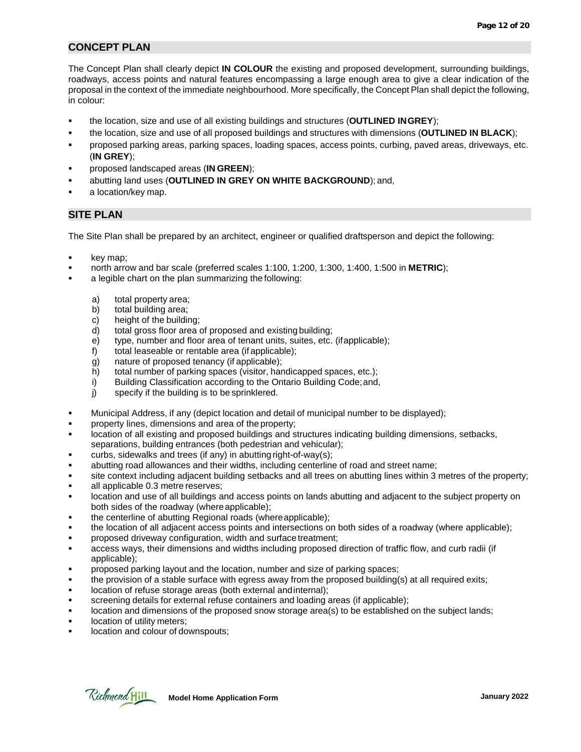## CONCEPT PLAN

The Concept Plan shall clearly depict **IN COLOUR** the existing and proposed development, surrounding buildings, roadways, access points and natural features encompassing a large enough area to give a clear indication of the proposal in the context of the immediate neighbourhood. More specifically, the Concept Plan shall depict the following, in colour:

- the location, size and use of all existing buildings and structures (**OUTLINED IN GREY**);
- the location, size and use of all proposed buildings and structures with dimensions (**OUTLINED IN BLACK**);
- proposed parking areas, parking spaces, loading spaces, access points, curbing, paved areas, driveways, etc. (**IN GREY**);
- proposed landscaped areas (**IN GREEN**);
- abutting land uses (**OUTLINED IN GREY ON WHITE BACKGROUND**); and,
- a location/key map.

## SITE PLAN

The Site Plan shall be prepared by an architect, engineer or qualified draftsperson and depict the following:

- key map;
- north arrow and bar scale (preferred scales 1:100, 1:200, 1:300, 1:400, 1:500 in **METRIC**);
- a legible chart on the plan summarizing the following:

  a) total property area;
  b) total building area;
  c) height of the building;
  d) total gross floor area of proposed and existing building;
  e) type, number and floor area of tenant units, suites, etc. (if applicable);
  f) total leaseable or rentable area (if applicable);
  g) nature of proposed tenancy (if applicable);
  h) total number of parking spaces (visitor, handicapped spaces, etc.);
  i) Building Classification according to the Ontario Building Code; and,
  j) specify if the building is to be sprinklered.

- Municipal Address, if any (depict location and detail of municipal number to be displayed);
- property lines, dimensions and area of the property;
- location of all existing and proposed buildings and structures indicating building dimensions, setbacks, separations, building entrances (both pedestrian and vehicular);
- curbs, sidewalks and trees (if any) in abutting right-of-way(s);
- abutting road allowances and their widths, including centerline of road and street name;
- site context including adjacent building setbacks and all trees on abutting lines within 3 metres of the property;
- all applicable 0.3 metre reserves;
- location and use of all buildings and access points on lands abutting and adjacent to the subject property on both sides of the roadway (where applicable);
- the centerline of abutting Regional roads (where applicable);
- the location of all adjacent access points and intersections on both sides of a roadway (where applicable);
- proposed driveway configuration, width and surface treatment;
- access ways, their dimensions and widths including proposed direction of traffic flow, and curb radii (if applicable);
- proposed parking layout and the location, number and size of parking spaces;
- the provision of a stable surface with egress away from the proposed building(s) at all required exits;
- location of refuse storage areas (both external and internal);
- screening details for external refuse containers and loading areas (if applicable);
- location and dimensions of the proposed snow storage area(s) to be established on the subject lands;
- location of utility meters;
- location and colour of downspouts;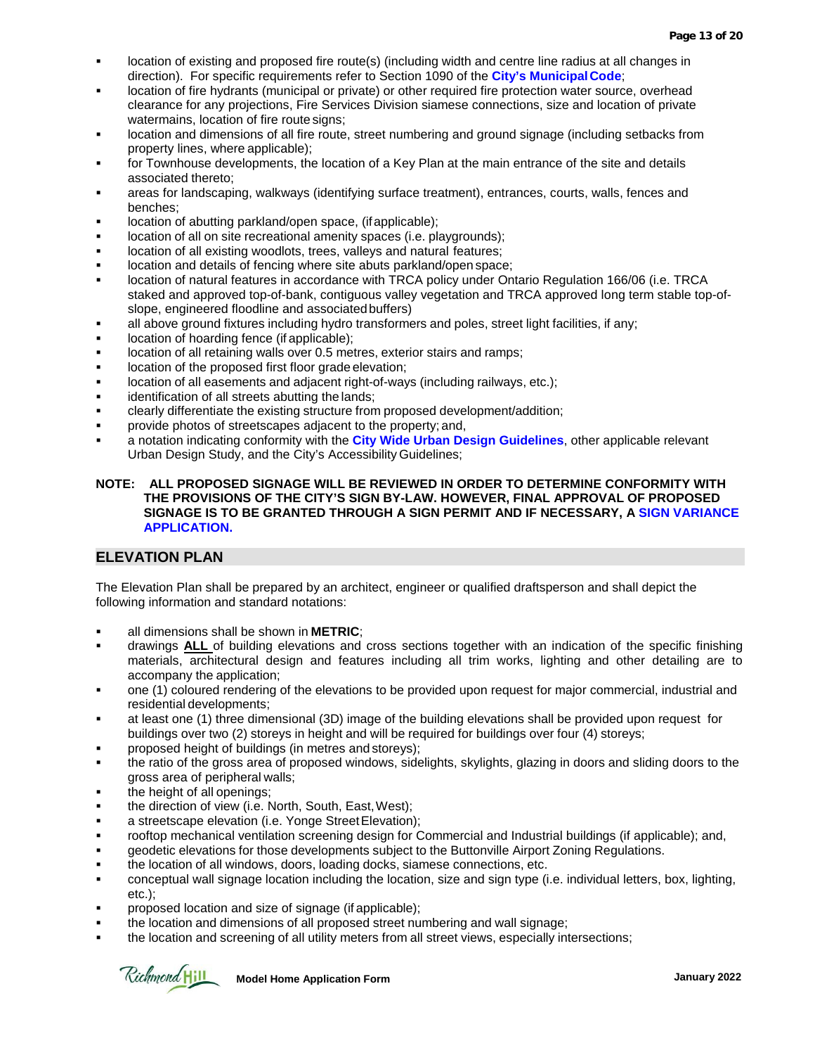- location of existing and proposed fire route(s) (including width and centre line radius at all changes in direction). For specific requirements refer to Section 1090 of the **City's Municipal Code**;
- location of fire hydrants (municipal or private) or other required fire protection water source, overhead clearance for any projections, Fire Services Division siamese connections, size and location of private watermains, location of fire route signs;
- location and dimensions of all fire route, street numbering and ground signage (including setbacks from property lines, where applicable);
- for Townhouse developments, the location of a Key Plan at the main entrance of the site and details associated thereto;
- areas for landscaping, walkways (identifying surface treatment), entrances, courts, walls, fences and benches;
- location of abutting parkland/open space, (if applicable);
- location of all on site recreational amenity spaces (i.e. playgrounds);
- location of all existing woodlots, trees, valleys and natural features;
- location and details of fencing where site abuts parkland/open space;
- location of natural features in accordance with TRCA policy under Ontario Regulation 166/06 (i.e. TRCA staked and approved top-of-bank, contiguous valley vegetation and TRCA approved long term stable top-of-slope, engineered floodline and associated buffers)
- all above ground fixtures including hydro transformers and poles, street light facilities, if any;
- location of hoarding fence (if applicable);
- location of all retaining walls over 0.5 metres, exterior stairs and ramps;
- location of the proposed first floor grade elevation;
- location of all easements and adjacent right-of-ways (including railways, etc.);
- identification of all streets abutting the lands;
- clearly differentiate the existing structure from proposed development/addition;
- provide photos of streetscapes adjacent to the property; and,
- a notation indicating conformity with the **City Wide Urban Design Guidelines**, other applicable relevant Urban Design Study, and the City's Accessibility Guidelines;

**NOTE: ALL PROPOSED SIGNAGE WILL BE REVIEWED IN ORDER TO DETERMINE CONFORMITY WITH THE PROVISIONS OF THE CITY'S SIGN BY-LAW. HOWEVER, FINAL APPROVAL OF PROPOSED SIGNAGE IS TO BE GRANTED THROUGH A SIGN PERMIT AND IF NECESSARY, A SIGN VARIANCE APPLICATION.**

## ELEVATION PLAN

The Elevation Plan shall be prepared by an architect, engineer or qualified draftsperson and shall depict the following information and standard notations:

- all dimensions shall be shown in **METRIC**;
- drawings **ALL** of building elevations and cross sections together with an indication of the specific finishing materials, architectural design and features including all trim works, lighting and other detailing are to accompany the application;
- one (1) coloured rendering of the elevations to be provided upon request for major commercial, industrial and residential developments;
- at least one (1) three dimensional (3D) image of the building elevations shall be provided upon request for buildings over two (2) storeys in height and will be required for buildings over four (4) storeys;
- proposed height of buildings (in metres and storeys);
- the ratio of the gross area of proposed windows, sidelights, skylights, glazing in doors and sliding doors to the gross area of peripheral walls;
- the height of all openings;
- the direction of view (i.e. North, South, East, West);
- a streetscape elevation (i.e. Yonge Street Elevation);
- rooftop mechanical ventilation screening design for Commercial and Industrial buildings (if applicable); and,
- geodetic elevations for those developments subject to the Buttonville Airport Zoning Regulations.
- the location of all windows, doors, loading docks, siamese connections, etc.
- conceptual wall signage location including the location, size and sign type (i.e. individual letters, box, lighting, etc.);
- proposed location and size of signage (if applicable);
- the location and dimensions of all proposed street numbering and wall signage;
- the location and screening of all utility meters from all street views, especially intersections;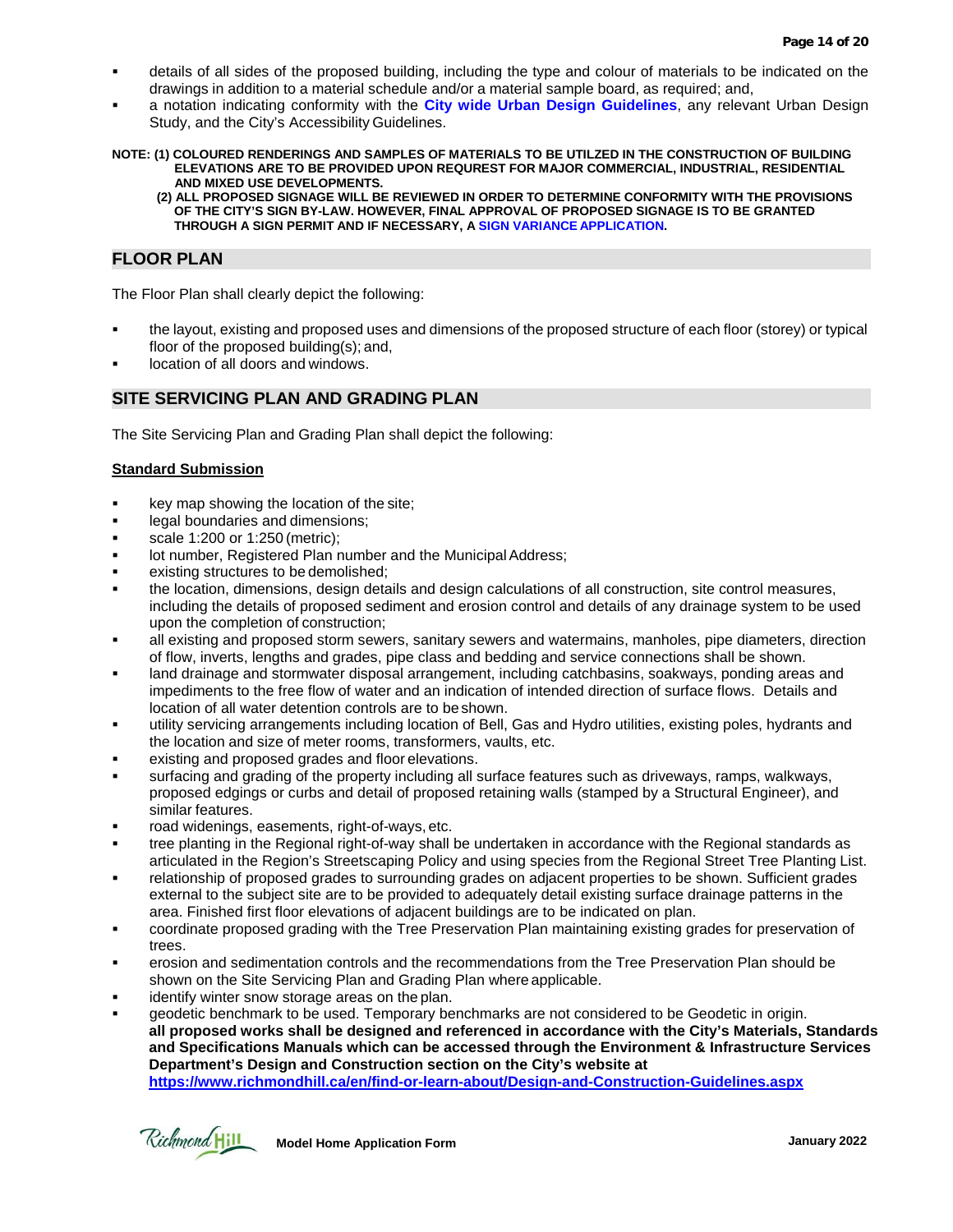- details of all sides of the proposed building, including the type and colour of materials to be indicated on the drawings in addition to a material schedule and/or a material sample board, as required; and,
- a notation indicating conformity with the **City wide Urban Design Guidelines**, any relevant Urban Design Study, and the City's Accessibility Guidelines.

**NOTE: (1) COLOURED RENDERINGS AND SAMPLES OF MATERIALS TO BE UTILZED IN THE CONSTRUCTION OF BUILDING ELEVATIONS ARE TO BE PROVIDED UPON REQURREST FOR MAJOR COMMERCIAL, INDUSTRIAL, RESIDENTIAL AND MIXED USE DEVELOPMENTS.**

**(2) ALL PROPOSED SIGNAGE WILL BE REVIEWED IN ORDER TO DETERMINE CONFORMITY WITH THE PROVISIONS OF THE CITY'S SIGN BY-LAW. HOWEVER, FINAL APPROVAL OF PROPOSED SIGNAGE IS TO BE GRANTED THROUGH A SIGN PERMIT AND IF NECESSARY, A SIGN VARIANCE APPLICATION.**

## FLOOR PLAN

The Floor Plan shall clearly depict the following:

- the layout, existing and proposed uses and dimensions of the proposed structure of each floor (storey) or typical floor of the proposed building(s); and,
- location of all doors and windows.

## SITE SERVICING PLAN AND GRADING PLAN

The Site Servicing Plan and Grading Plan shall depict the following:

**Standard Submission**

- key map showing the location of the site;
- legal boundaries and dimensions;
- scale 1:200 or 1:250 (metric);
- lot number, Registered Plan number and the Municipal Address;
- existing structures to be demolished;
- the location, dimensions, design details and design calculations of all construction, site control measures, including the details of proposed sediment and erosion control and details of any drainage system to be used upon the completion of construction;
- all existing and proposed storm sewers, sanitary sewers and watermains, manholes, pipe diameters, direction of flow, inverts, lengths and grades, pipe class and bedding and service connections shall be shown.
- land drainage and stormwater disposal arrangement, including catchbasins, soakways, ponding areas and impediments to the free flow of water and an indication of intended direction of surface flows. Details and location of all water detention controls are to be shown.
- utility servicing arrangements including location of Bell, Gas and Hydro utilities, existing poles, hydrants and the location and size of meter rooms, transformers, vaults, etc.
- existing and proposed grades and floor elevations.
- surfacing and grading of the property including all surface features such as driveways, ramps, walkways, proposed edgings or curbs and detail of proposed retaining walls (stamped by a Structural Engineer), and similar features.
- road widenings, easements, right-of-ways, etc.
- tree planting in the Regional right-of-way shall be undertaken in accordance with the Regional standards as articulated in the Region's Streetscaping Policy and using species from the Regional Street Tree Planting List.
- relationship of proposed grades to surrounding grades on adjacent properties to be shown. Sufficient grades external to the subject site are to be provided to adequately detail existing surface drainage patterns in the area. Finished first floor elevations of adjacent buildings are to be indicated on plan.
- coordinate proposed grading with the Tree Preservation Plan maintaining existing grades for preservation of trees.
- erosion and sedimentation controls and the recommendations from the Tree Preservation Plan should be shown on the Site Servicing Plan and Grading Plan where applicable.
- identify winter snow storage areas on the plan.
- geodetic benchmark to be used. Temporary benchmarks are not considered to be Geodetic in origin. **all proposed works shall be designed and referenced in accordance with the City's Materials, Standards and Specifications Manuals which can be accessed through the Environment & Infrastructure Services Department's Design and Construction section on the City's website at https://www.richmondhill.ca/en/find-or-learn-about/Design-and-Construction-Guidelines.aspx**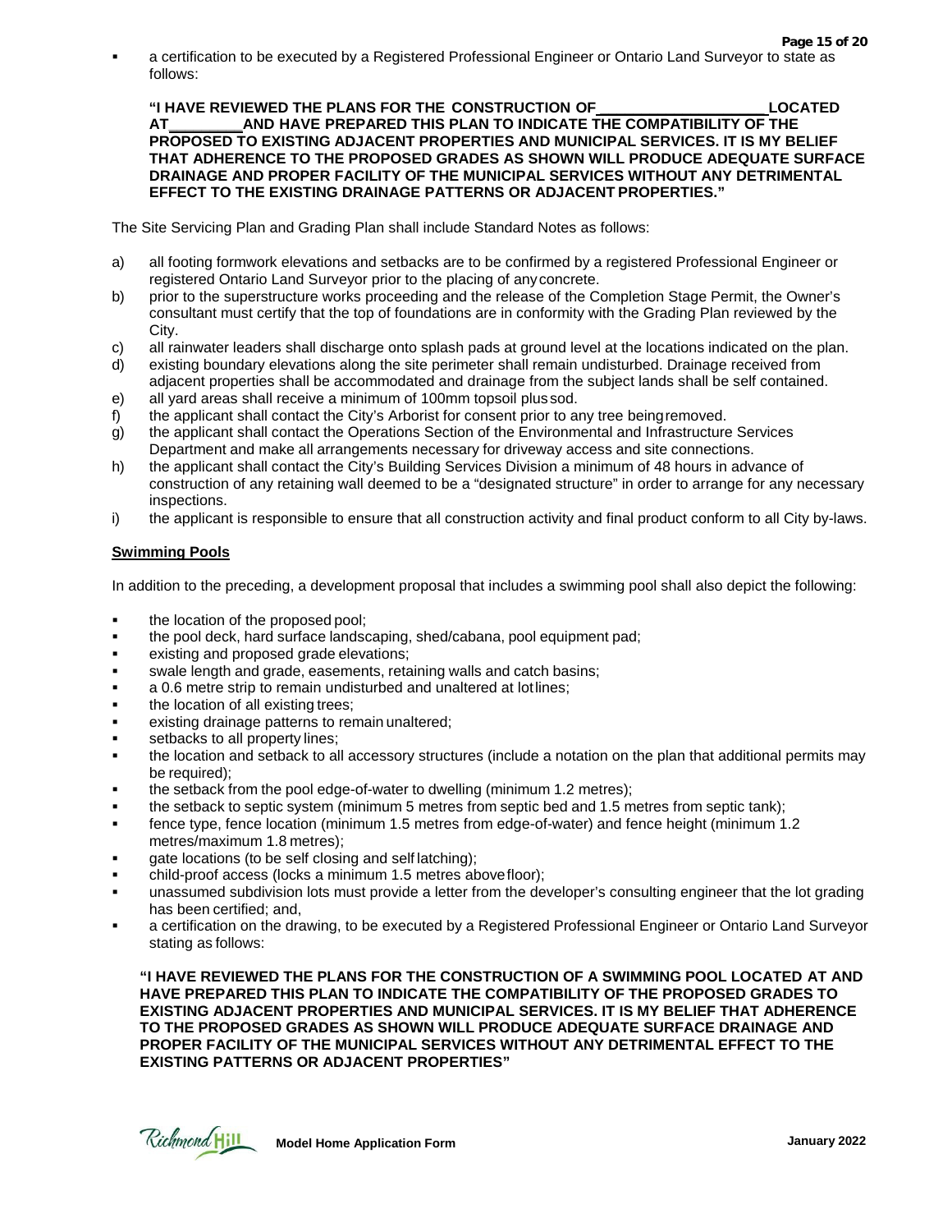- a certification to be executed by a Registered Professional Engineer or Ontario Land Surveyor to state as follows:

**"I HAVE REVIEWED THE PLANS FOR THE CONSTRUCTION OF ____________________ LOCATED AT _________ AND HAVE PREPARED THIS PLAN TO INDICATE THE COMPATIBILITY OF THE PROPOSED TO EXISTING ADJACENT PROPERTIES AND MUNICIPAL SERVICES. IT IS MY BELIEF THAT ADHERENCE TO THE PROPOSED GRADES AS SHOWN WILL PRODUCE ADEQUATE SURFACE DRAINAGE AND PROPER FACILITY OF THE MUNICIPAL SERVICES WITHOUT ANY DETRIMENTAL EFFECT TO THE EXISTING DRAINAGE PATTERNS OR ADJACENT PROPERTIES."**

The Site Servicing Plan and Grading Plan shall include Standard Notes as follows:

a) all footing formwork elevations and setbacks are to be confirmed by a registered Professional Engineer or registered Ontario Land Surveyor prior to the placing of any concrete.
b) prior to the superstructure works proceeding and the release of the Completion Stage Permit, the Owner's consultant must certify that the top of foundations are in conformity with the Grading Plan reviewed by the City.
c) all rainwater leaders shall discharge onto splash pads at ground level at the locations indicated on the plan.
d) existing boundary elevations along the site perimeter shall remain undisturbed. Drainage received from adjacent properties shall be accommodated and drainage from the subject lands shall be self contained.
e) all yard areas shall receive a minimum of 100mm topsoil plus sod.
f) the applicant shall contact the City's Arborist for consent prior to any tree being removed.
g) the applicant shall contact the Operations Section of the Environmental and Infrastructure Services Department and make all arrangements necessary for driveway access and site connections.
h) the applicant shall contact the City's Building Services Division a minimum of 48 hours in advance of construction of any retaining wall deemed to be a "designated structure" in order to arrange for any necessary inspections.
i) the applicant is responsible to ensure that all construction activity and final product conform to all City by-laws.

**Swimming Pools**

In addition to the preceding, a development proposal that includes a swimming pool shall also depict the following:

- the location of the proposed pool;
- the pool deck, hard surface landscaping, shed/cabana, pool equipment pad;
- existing and proposed grade elevations;
- swale length and grade, easements, retaining walls and catch basins;
- a 0.6 metre strip to remain undisturbed and unaltered at lot lines;
- the location of all existing trees;
- existing drainage patterns to remain unaltered;
- setbacks to all property lines;
- the location and setback to all accessory structures (include a notation on the plan that additional permits may be required);
- the setback from the pool edge-of-water to dwelling (minimum 1.2 metres);
- the setback to septic system (minimum 5 metres from septic bed and 1.5 metres from septic tank);
- fence type, fence location (minimum 1.5 metres from edge-of-water) and fence height (minimum 1.2 metres/maximum 1.8 metres);
- gate locations (to be self closing and self latching);
- child-proof access (locks a minimum 1.5 metres above floor);
- unassumed subdivision lots must provide a letter from the developer's consulting engineer that the lot grading has been certified; and,
- a certification on the drawing, to be executed by a Registered Professional Engineer or Ontario Land Surveyor stating as follows:

**"I HAVE REVIEWED THE PLANS FOR THE CONSTRUCTION OF A SWIMMING POOL LOCATED AT AND HAVE PREPARED THIS PLAN TO INDICATE THE COMPATIBILITY OF THE PROPOSED GRADES TO EXISTING ADJACENT PROPERTIES AND MUNICIPAL SERVICES. IT IS MY BELIEF THAT ADHERENCE TO THE PROPOSED GRADES AS SHOWN WILL PRODUCE ADEQUATE SURFACE DRAINAGE AND PROPER FACILITY OF THE MUNICIPAL SERVICES WITHOUT ANY DETRIMENTAL EFFECT TO THE EXISTING PATTERNS OR ADJACENT PROPERTIES"**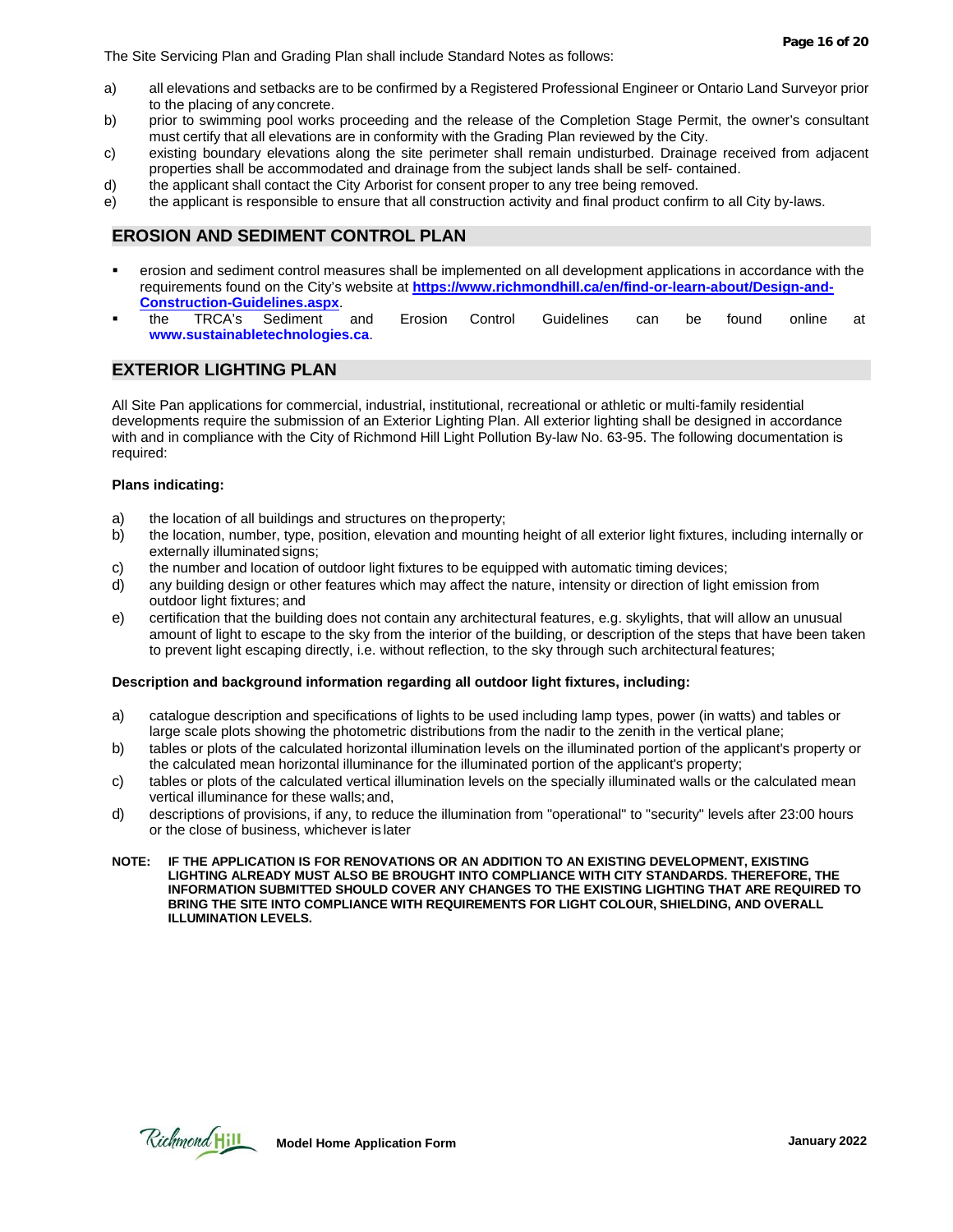The Site Servicing Plan and Grading Plan shall include Standard Notes as follows:

a) all elevations and setbacks are to be confirmed by a Registered Professional Engineer or Ontario Land Surveyor prior to the placing of any concrete.
b) prior to swimming pool works proceeding and the release of the Completion Stage Permit, the owner's consultant must certify that all elevations are in conformity with the Grading Plan reviewed by the City.
c) existing boundary elevations along the site perimeter shall remain undisturbed. Drainage received from adjacent properties shall be accommodated and drainage from the subject lands shall be self- contained.
d) the applicant shall contact the City Arborist for consent proper to any tree being removed.
e) the applicant is responsible to ensure that all construction activity and final product confirm to all City by-laws.

## EROSION AND SEDIMENT CONTROL PLAN

- erosion and sediment control measures shall be implemented on all development applications in accordance with the requirements found on the City's website at **https://www.richmondhill.ca/en/find-or-learn-about/Design-and-Construction-Guidelines.aspx**.
- the TRCA's Sediment and Erosion Control Guidelines can be found online at **www.sustainabletechnologies.ca**.

## EXTERIOR LIGHTING PLAN

All Site Pan applications for commercial, industrial, institutional, recreational or athletic or multi-family residential developments require the submission of an Exterior Lighting Plan. All exterior lighting shall be designed in accordance with and in compliance with the City of Richmond Hill Light Pollution By-law No. 63-95. The following documentation is required:

**Plans indicating:**

a) the location of all buildings and structures on the property;
b) the location, number, type, position, elevation and mounting height of all exterior light fixtures, including internally or externally illuminated signs;
c) the number and location of outdoor light fixtures to be equipped with automatic timing devices;
d) any building design or other features which may affect the nature, intensity or direction of light emission from outdoor light fixtures; and
e) certification that the building does not contain any architectural features, e.g. skylights, that will allow an unusual amount of light to escape to the sky from the interior of the building, or description of the steps that have been taken to prevent light escaping directly, i.e. without reflection, to the sky through such architectural features;

**Description and background information regarding all outdoor light fixtures, including:**

a) catalogue description and specifications of lights to be used including lamp types, power (in watts) and tables or large scale plots showing the photometric distributions from the nadir to the zenith in the vertical plane;
b) tables or plots of the calculated horizontal illumination levels on the illuminated portion of the applicant's property or the calculated mean horizontal illuminance for the illuminated portion of the applicant's property;
c) tables or plots of the calculated vertical illumination levels on the specially illuminated walls or the calculated mean vertical illuminance for these walls; and,
d) descriptions of provisions, if any, to reduce the illumination from "operational" to "security" levels after 23:00 hours or the close of business, whichever is later

**NOTE: IF THE APPLICATION IS FOR RENOVATIONS OR AN ADDITION TO AN EXISTING DEVELOPMENT, EXISTING LIGHTING ALREADY MUST ALSO BE BROUGHT INTO COMPLIANCE WITH CITY STANDARDS. THEREFORE, THE INFORMATION SUBMITTED SHOULD COVER ANY CHANGES TO THE EXISTING LIGHTING THAT ARE REQUIRED TO BRING THE SITE INTO COMPLIANCE WITH REQUIREMENTS FOR LIGHT COLOUR, SHIELDING, AND OVERALL ILLUMINATION LEVELS.**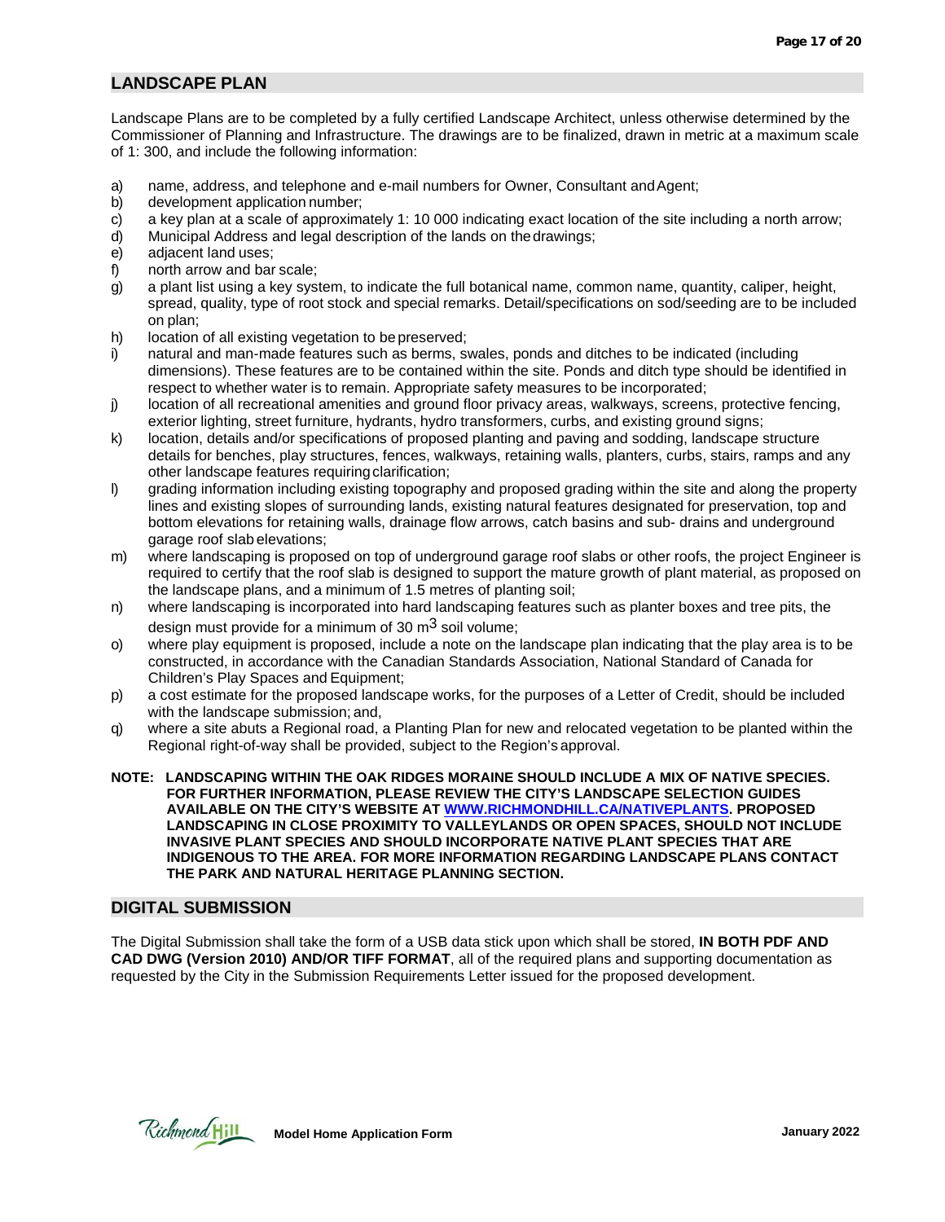## LANDSCAPE PLAN

Landscape Plans are to be completed by a fully certified Landscape Architect, unless otherwise determined by the Commissioner of Planning and Infrastructure. The drawings are to be finalized, drawn in metric at a maximum scale of 1: 300, and include the following information:

a) name, address, and telephone and e-mail numbers for Owner, Consultant and Agent;
b) development application number;
c) a key plan at a scale of approximately 1: 10 000 indicating exact location of the site including a north arrow;
d) Municipal Address and legal description of the lands on the drawings;
e) adjacent land uses;
f) north arrow and bar scale;
g) a plant list using a key system, to indicate the full botanical name, common name, quantity, caliper, height, spread, quality, type of root stock and special remarks. Detail/specifications on sod/seeding are to be included on plan;
h) location of all existing vegetation to be preserved;
i) natural and man-made features such as berms, swales, ponds and ditches to be indicated (including dimensions). These features are to be contained within the site. Ponds and ditch type should be identified in respect to whether water is to remain. Appropriate safety measures to be incorporated;
j) location of all recreational amenities and ground floor privacy areas, walkways, screens, protective fencing, exterior lighting, street furniture, hydrants, hydro transformers, curbs, and existing ground signs;
k) location, details and/or specifications of proposed planting and paving and sodding, landscape structure details for benches, play structures, fences, walkways, retaining walls, planters, curbs, stairs, ramps and any other landscape features requiring clarification;
l) grading information including existing topography and proposed grading within the site and along the property lines and existing slopes of surrounding lands, existing natural features designated for preservation, top and bottom elevations for retaining walls, drainage flow arrows, catch basins and sub- drains and underground garage roof slab elevations;
m) where landscaping is proposed on top of underground garage roof slabs or other roofs, the project Engineer is required to certify that the roof slab is designed to support the mature growth of plant material, as proposed on the landscape plans, and a minimum of 1.5 metres of planting soil;
n) where landscaping is incorporated into hard landscaping features such as planter boxes and tree pits, the design must provide for a minimum of 30 $m^3$ soil volume;
o) where play equipment is proposed, include a note on the landscape plan indicating that the play area is to be constructed, in accordance with the Canadian Standards Association, National Standard of Canada for Children's Play Spaces and Equipment;
p) a cost estimate for the proposed landscape works, for the purposes of a Letter of Credit, should be included with the landscape submission; and,
q) where a site abuts a Regional road, a Planting Plan for new and relocated vegetation to be planted within the Regional right-of-way shall be provided, subject to the Region's approval.

**NOTE: LANDSCAPING WITHIN THE OAK RIDGES MORAINE SHOULD INCLUDE A MIX OF NATIVE SPECIES. FOR FURTHER INFORMATION, PLEASE REVIEW THE CITY'S LANDSCAPE SELECTION GUIDES AVAILABLE ON THE CITY'S WEBSITE AT WWW.RICHMONDHILL.CA/NATIVEPLANTS. PROPOSED LANDSCAPING IN CLOSE PROXIMITY TO VALLEYLANDS OR OPEN SPACES, SHOULD NOT INCLUDE INVASIVE PLANT SPECIES AND SHOULD INCORPORATE NATIVE PLANT SPECIES THAT ARE INDIGENOUS TO THE AREA. FOR MORE INFORMATION REGARDING LANDSCAPE PLANS CONTACT THE PARK AND NATURAL HERITAGE PLANNING SECTION.**

## DIGITAL SUBMISSION

The Digital Submission shall take the form of a USB data stick upon which shall be stored, **IN BOTH PDF AND CAD DWG (Version 2010) AND/OR TIFF FORMAT**, all of the required plans and supporting documentation as requested by the City in the Submission Requirements Letter issued for the proposed development.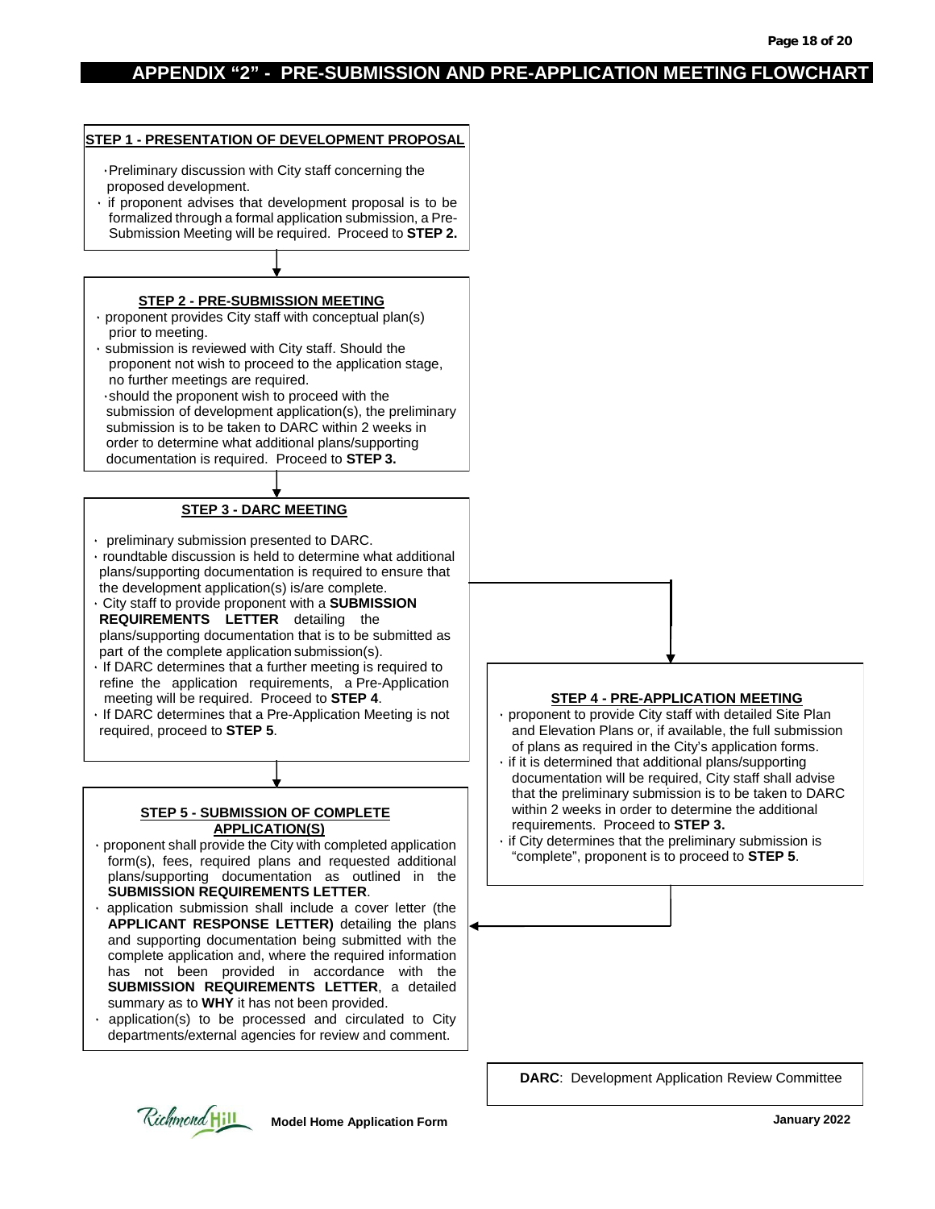## APPENDIX "2" - PRE-SUBMISSION AND PRE-APPLICATION MEETING FLOWCHART

### STEP 1 - PRESENTATION OF DEVELOPMENT PROPOSAL

- Preliminary discussion with City staff concerning the proposed development.
- if proponent advises that development proposal is to be formalized through a formal application submission, a Pre-Submission Meeting will be required. Proceed to **STEP 2.**

### STEP 2 - PRE-SUBMISSION MEETING

- proponent provides City staff with conceptual plan(s) prior to meeting.
- submission is reviewed with City staff. Should the proponent not wish to proceed to the application stage, no further meetings are required.
- should the proponent wish to proceed with the submission of development application(s), the preliminary submission is to be taken to DARC within 2 weeks in order to determine what additional plans/supporting documentation is required. Proceed to **STEP 3.**

### STEP 3 - DARC MEETING

- preliminary submission presented to DARC.
- roundtable discussion is held to determine what additional plans/supporting documentation is required to ensure that the development application(s) is/are complete.
- City staff to provide proponent with a **SUBMISSION REQUIREMENTS LETTER** detailing the plans/supporting documentation that is to be submitted as part of the complete application submission(s).
- If DARC determines that a further meeting is required to refine the application requirements, a Pre-Application meeting will be required. Proceed to **STEP 4**.
- If DARC determines that a Pre-Application Meeting is not required, proceed to **STEP 5**.

### STEP 4 - PRE-APPLICATION MEETING

- proponent to provide City staff with detailed Site Plan and Elevation Plans or, if available, the full submission of plans as required in the City's application forms.
- if it is determined that additional plans/supporting documentation will be required, City staff shall advise that the preliminary submission is to be taken to DARC within 2 weeks in order to determine the additional requirements. Proceed to **STEP 3.**
- if City determines that the preliminary submission is "complete", proponent is to proceed to **STEP 5**.

### STEP 5 - SUBMISSION OF COMPLETE APPLICATION(S)

- proponent shall provide the City with completed application form(s), fees, required plans and requested additional plans/supporting documentation as outlined in the **SUBMISSION REQUIREMENTS LETTER**.
- application submission shall include a cover letter (the **APPLICANT RESPONSE LETTER)** detailing the plans and supporting documentation being submitted with the complete application and, where the required information has not been provided in accordance with the **SUBMISSION REQUIREMENTS LETTER**, a detailed summary as to **WHY** it has not been provided.
- application(s) to be processed and circulated to City departments/external agencies for review and comment.

**DARC**: Development Application Review Committee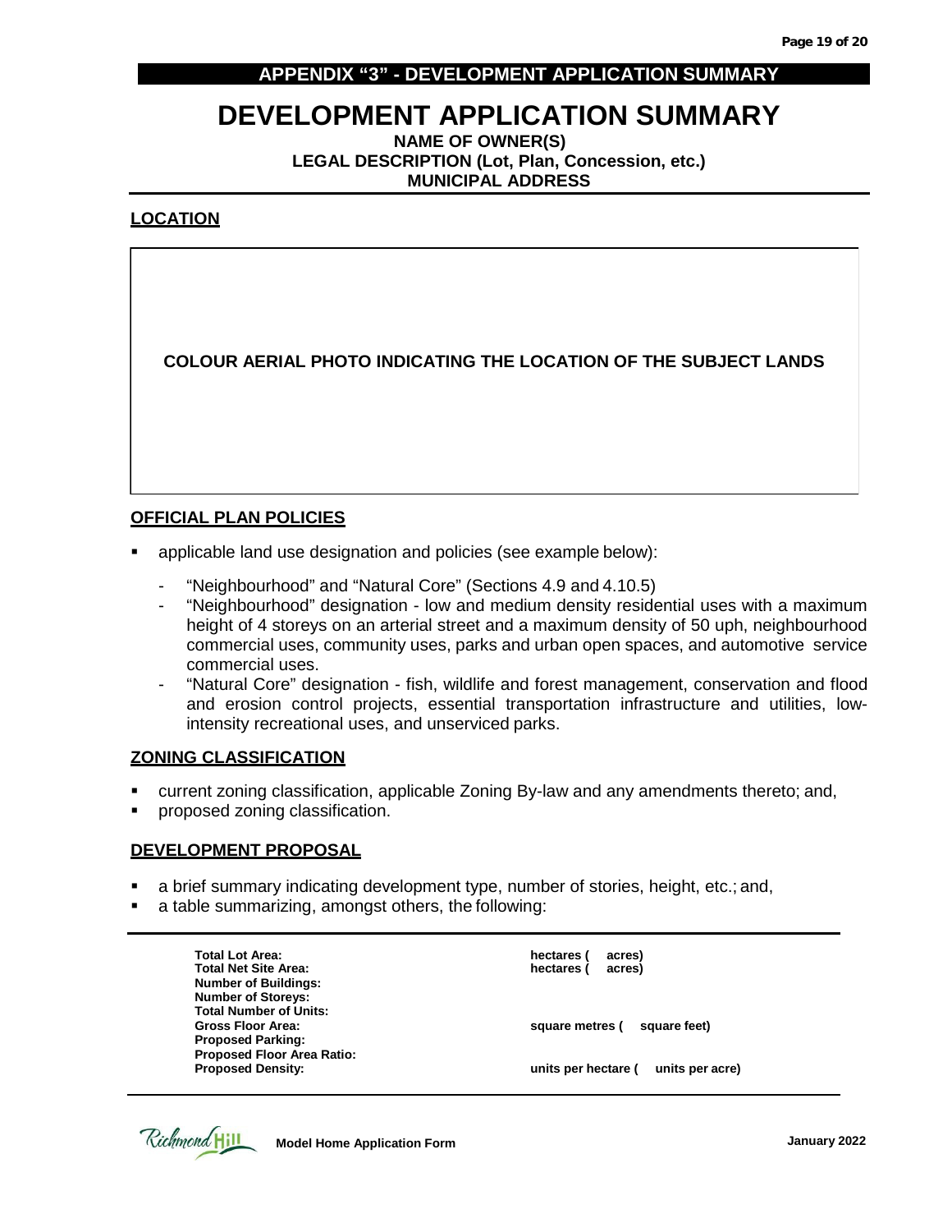## APPENDIX "3" - DEVELOPMENT APPLICATION SUMMARY

# DEVELOPMENT APPLICATION SUMMARY

**NAME OF OWNER(S)**
**LEGAL DESCRIPTION (Lot, Plan, Concession, etc.)**
**MUNICIPAL ADDRESS**

### LOCATION

**COLOUR AERIAL PHOTO INDICATING THE LOCATION OF THE SUBJECT LANDS**

### OFFICIAL PLAN POLICIES

- applicable land use designation and policies (see example below):
  - "Neighbourhood" and "Natural Core" (Sections 4.9 and 4.10.5)
  - "Neighbourhood" designation - low and medium density residential uses with a maximum height of 4 storeys on an arterial street and a maximum density of 50 uph, neighbourhood commercial uses, community uses, parks and urban open spaces, and automotive service commercial uses.
  - "Natural Core" designation - fish, wildlife and forest management, conservation and flood and erosion control projects, essential transportation infrastructure and utilities, low-intensity recreational uses, and unserviced parks.

### ZONING CLASSIFICATION

- current zoning classification, applicable Zoning By-law and any amendments thereto; and,
- proposed zoning classification.

### DEVELOPMENT PROPOSAL

- a brief summary indicating development type, number of stories, height, etc.; and,
- a table summarizing, amongst others, the following:

| | |
|---|---|
| **Total Lot Area:** | **hectares ( acres)** |
| **Total Net Site Area:** | **hectares ( acres)** |
| **Number of Buildings:** | |
| **Number of Storeys:** | |
| **Total Number of Units:** | |
| **Gross Floor Area:** | **square metres ( square feet)** |
| **Proposed Parking:** | |
| **Proposed Floor Area Ratio:** | |
| **Proposed Density:** | **units per hectare ( units per acre)** |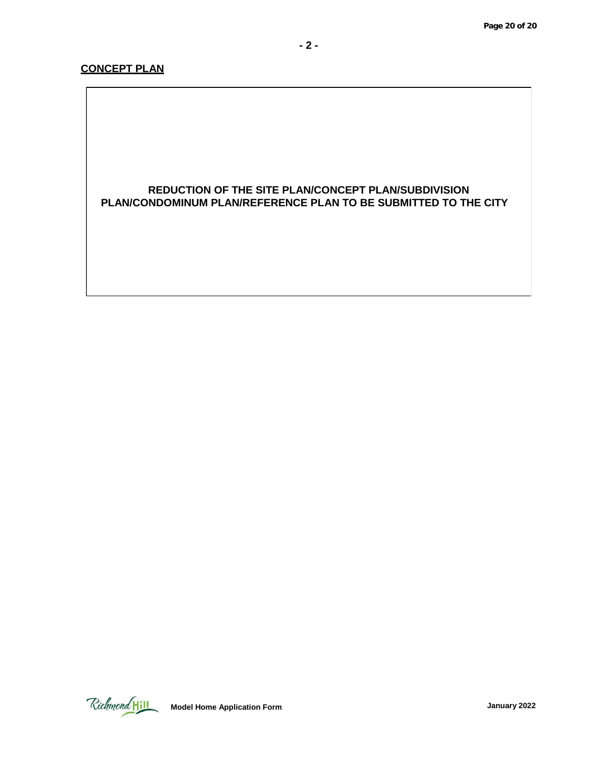**CONCEPT PLAN**

**REDUCTION OF THE SITE PLAN/CONCEPT PLAN/SUBDIVISION PLAN/CONDOMINUM PLAN/REFERENCE PLAN TO BE SUBMITTED TO THE CITY**